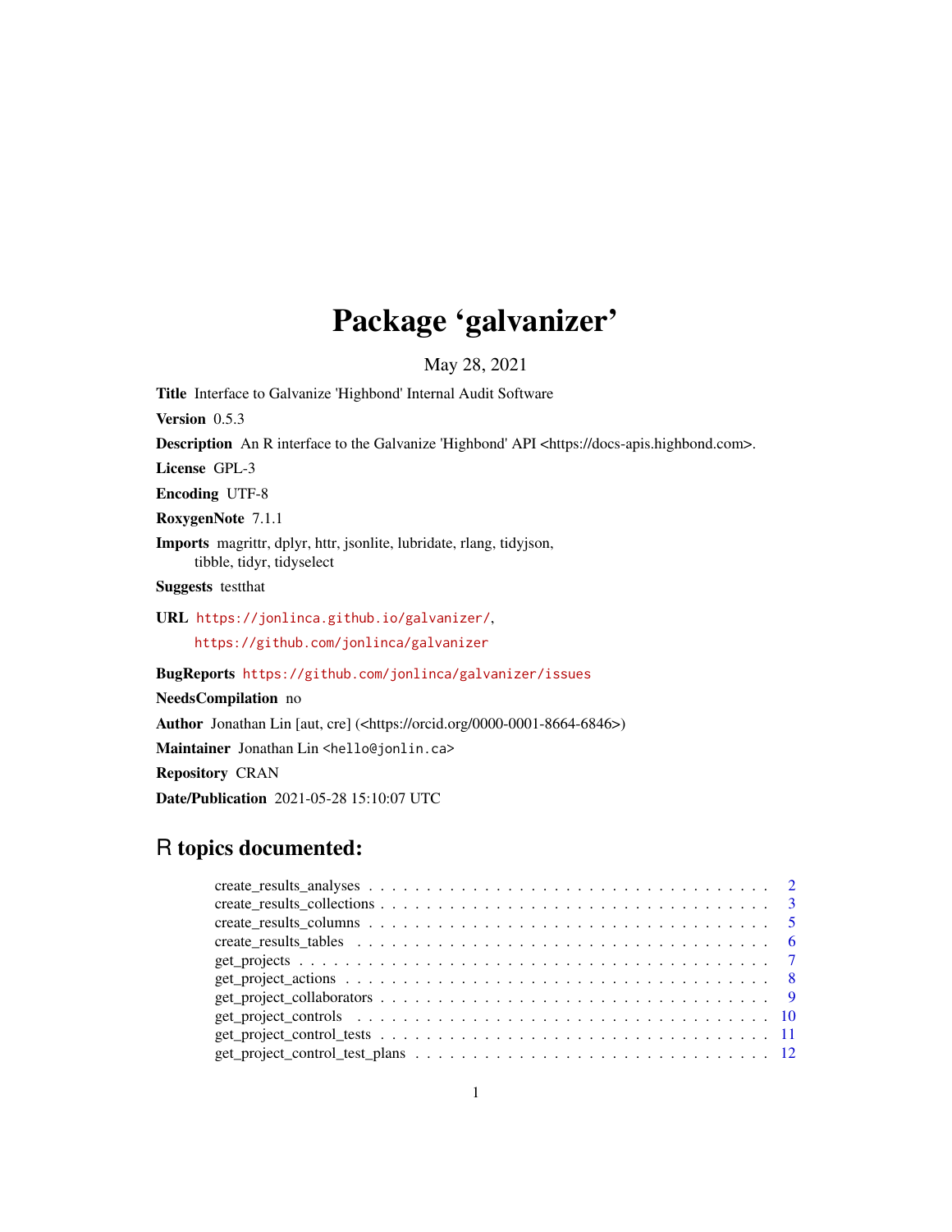# Package 'galvanizer'

May 28, 2021

**Title** Interface to Galvanize 'Highbond' Internal Audit Software

**Version** 0.5.3

**Description** An R interface to the Galvanize 'Highbond' API <https://docs-apis.highbond.com>.

**License** GPL-3

**Encoding** UTF-8

**RoxygenNote** 7.1.1

**Imports** magrittr, dplyr, httr, jsonlite, lubridate, rlang, tidyjson, tibble, tidyr, tidyselect

**Suggests** testthat

**URL** https://jonlinca.github.io/galvanizer/, https://github.com/jonlinca/galvanizer

**BugReports** https://github.com/jonlinca/galvanizer/issues

**NeedsCompilation** no

**Author** Jonathan Lin [aut, cre] (<https://orcid.org/0000-0001-8664-6846>)

**Maintainer** Jonathan Lin <hello@jonlin.ca>

**Repository** CRAN

**Date/Publication** 2021-05-28 15:10:07 UTC

## R topics documented:

- create_results_analyses . . . . . . . . . . . . . . . . . . . . . . . . . . . . . . . . . 2
- create_results_collections . . . . . . . . . . . . . . . . . . . . . . . . . . . . . . . 3
- create_results_columns . . . . . . . . . . . . . . . . . . . . . . . . . . . . . . . . . 5
- create_results_tables . . . . . . . . . . . . . . . . . . . . . . . . . . . . . . . . . . 6
- get_projects . . . . . . . . . . . . . . . . . . . . . . . . . . . . . . . . . . . . . . . 7
- get_project_actions . . . . . . . . . . . . . . . . . . . . . . . . . . . . . . . . . . . 8
- get_project_collaborators . . . . . . . . . . . . . . . . . . . . . . . . . . . . . . . . 9
- get_project_controls . . . . . . . . . . . . . . . . . . . . . . . . . . . . . . . . . . 10
- get_project_control_tests . . . . . . . . . . . . . . . . . . . . . . . . . . . . . . . . 11
- get_project_control_test_plans . . . . . . . . . . . . . . . . . . . . . . . . . . . . . 12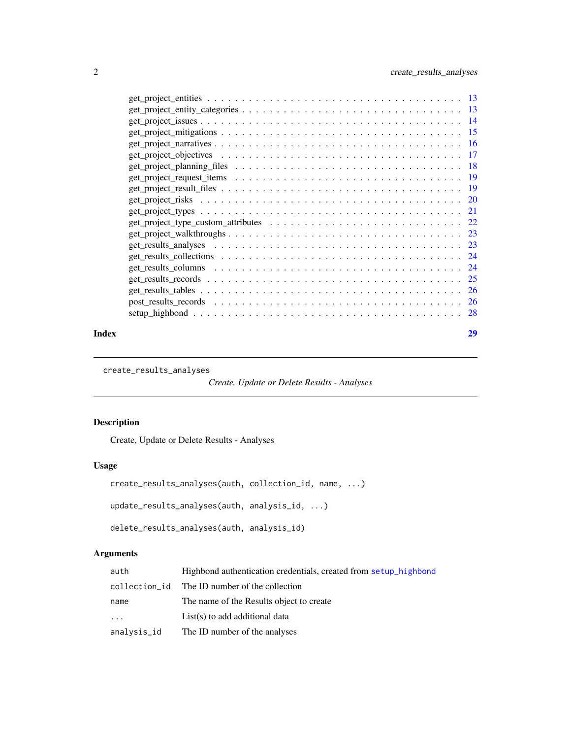get_project_entities . . . . . . . . . . . . . . . . . . . . . . . . . . . . . . . . . 13
get_project_entity_categories . . . . . . . . . . . . . . . . . . . . . . . . . . . . . 13
get_project_issues . . . . . . . . . . . . . . . . . . . . . . . . . . . . . . . . . . 14
get_project_mitigations . . . . . . . . . . . . . . . . . . . . . . . . . . . . . . . . 15
get_project_narratives . . . . . . . . . . . . . . . . . . . . . . . . . . . . . . . . 16
get_project_objectives . . . . . . . . . . . . . . . . . . . . . . . . . . . . . . . . 17
get_project_planning_files . . . . . . . . . . . . . . . . . . . . . . . . . . . . . . 18
get_project_request_items . . . . . . . . . . . . . . . . . . . . . . . . . . . . . . 19
get_project_result_files . . . . . . . . . . . . . . . . . . . . . . . . . . . . . . . 19
get_project_risks . . . . . . . . . . . . . . . . . . . . . . . . . . . . . . . . . . . 20
get_project_types . . . . . . . . . . . . . . . . . . . . . . . . . . . . . . . . . . . 21
get_project_type_custom_attributes . . . . . . . . . . . . . . . . . . . . . . . . . . 22
get_project_walkthroughs . . . . . . . . . . . . . . . . . . . . . . . . . . . . . . . 23
get_results_analyses . . . . . . . . . . . . . . . . . . . . . . . . . . . . . . . . . 23
get_results_collections . . . . . . . . . . . . . . . . . . . . . . . . . . . . . . . . 24
get_results_columns . . . . . . . . . . . . . . . . . . . . . . . . . . . . . . . . . 24
get_results_records . . . . . . . . . . . . . . . . . . . . . . . . . . . . . . . . . . 25
get_results_tables . . . . . . . . . . . . . . . . . . . . . . . . . . . . . . . . . . 26
post_results_records . . . . . . . . . . . . . . . . . . . . . . . . . . . . . . . . . 26
setup_highbond . . . . . . . . . . . . . . . . . . . . . . . . . . . . . . . . . . . . 28

**Index** **29**

---

`create_results_analyses` *Create, Update or Delete Results - Analyses*

---

### Description

Create, Update or Delete Results - Analyses

### Usage

```
create_results_analyses(auth, collection_id, name, ...)

update_results_analyses(auth, analysis_id, ...)

delete_results_analyses(auth, analysis_id)
```

### Arguments

| | |
|---|---|
| `auth` | Highbond authentication credentials, created from `setup_highbond` |
| `collection_id` | The ID number of the collection |
| `name` | The name of the Results object to create |
| `...` | List(s) to add additional data |
| `analysis_id` | The ID number of the analyses |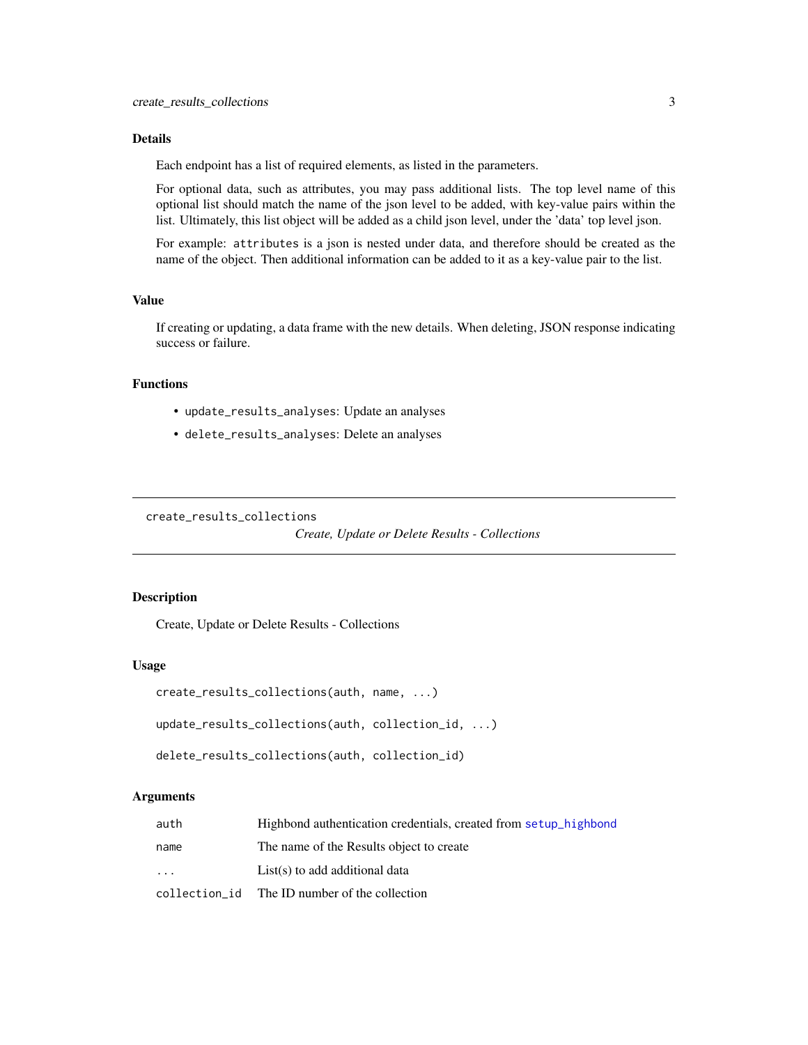### Details

Each endpoint has a list of required elements, as listed in the parameters.

For optional data, such as attributes, you may pass additional lists. The top level name of this optional list should match the name of the json level to be added, with key-value pairs within the list. Ultimately, this list object will be added as a child json level, under the 'data' top level json.

For example: `attributes` is a json is nested under data, and therefore should be created as the name of the object. Then additional information can be added to it as a key-value pair to the list.

### Value

If creating or updating, a data frame with the new details. When deleting, JSON response indicating success or failure.

### Functions

- `update_results_analyses`: Update an analyses
- `delete_results_analyses`: Delete an analyses

---

## create_results_collections — *Create, Update or Delete Results - Collections*

---

### Description

Create, Update or Delete Results - Collections

### Usage

```
create_results_collections(auth, name, ...)

update_results_collections(auth, collection_id, ...)

delete_results_collections(auth, collection_id)
```

### Arguments

| Argument | Description |
|---|---|
| `auth` | Highbond authentication credentials, created from `setup_highbond` |
| `name` | The name of the Results object to create |
| `...` | List(s) to add additional data |
| `collection_id` | The ID number of the collection |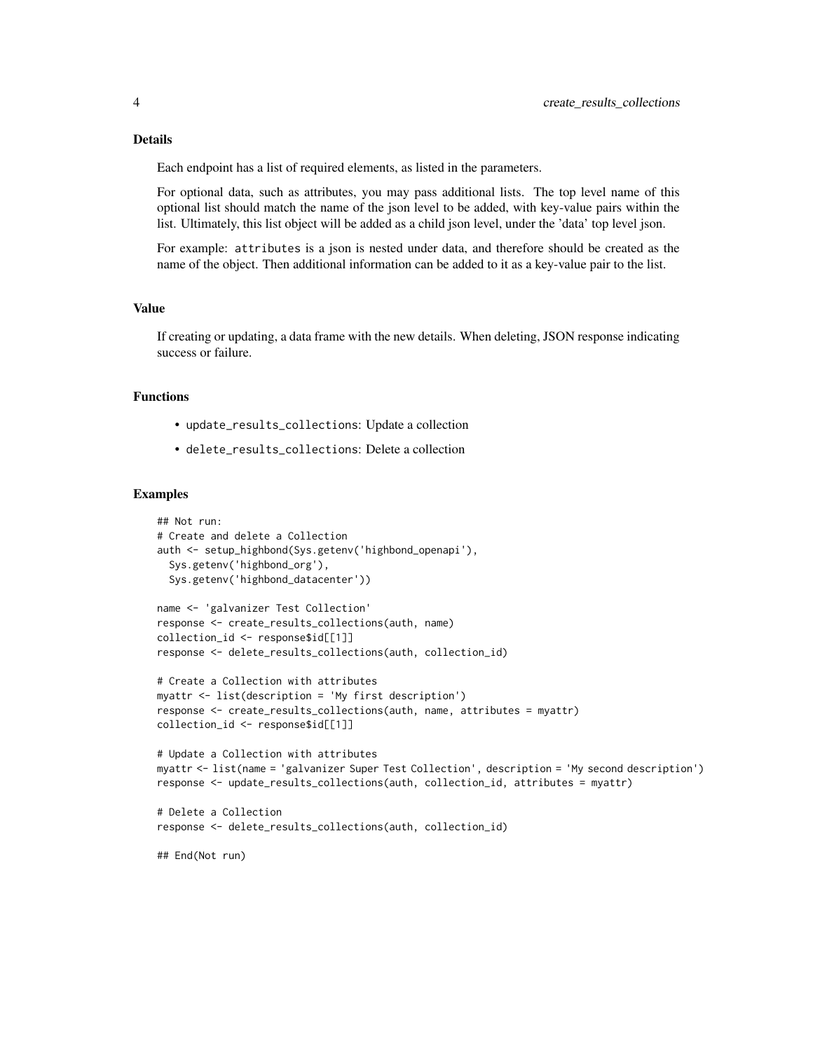## Details

Each endpoint has a list of required elements, as listed in the parameters.

For optional data, such as attributes, you may pass additional lists. The top level name of this optional list should match the name of the json level to be added, with key-value pairs within the list. Ultimately, this list object will be added as a child json level, under the 'data' top level json.

For example: `attributes` is a json is nested under data, and therefore should be created as the name of the object. Then additional information can be added to it as a key-value pair to the list.

## Value

If creating or updating, a data frame with the new details. When deleting, JSON response indicating success or failure.

## Functions

- `update_results_collections`: Update a collection
- `delete_results_collections`: Delete a collection

## Examples

```
## Not run:
# Create and delete a Collection
auth <- setup_highbond(Sys.getenv('highbond_openapi'),
  Sys.getenv('highbond_org'),
  Sys.getenv('highbond_datacenter'))

name <- 'galvanizer Test Collection'
response <- create_results_collections(auth, name)
collection_id <- response$id[[1]]
response <- delete_results_collections(auth, collection_id)

# Create a Collection with attributes
myattr <- list(description = 'My first description')
response <- create_results_collections(auth, name, attributes = myattr)
collection_id <- response$id[[1]]

# Update a Collection with attributes
myattr <- list(name = 'galvanizer Super Test Collection', description = 'My second description')
response <- update_results_collections(auth, collection_id, attributes = myattr)

# Delete a Collection
response <- delete_results_collections(auth, collection_id)

## End(Not run)
```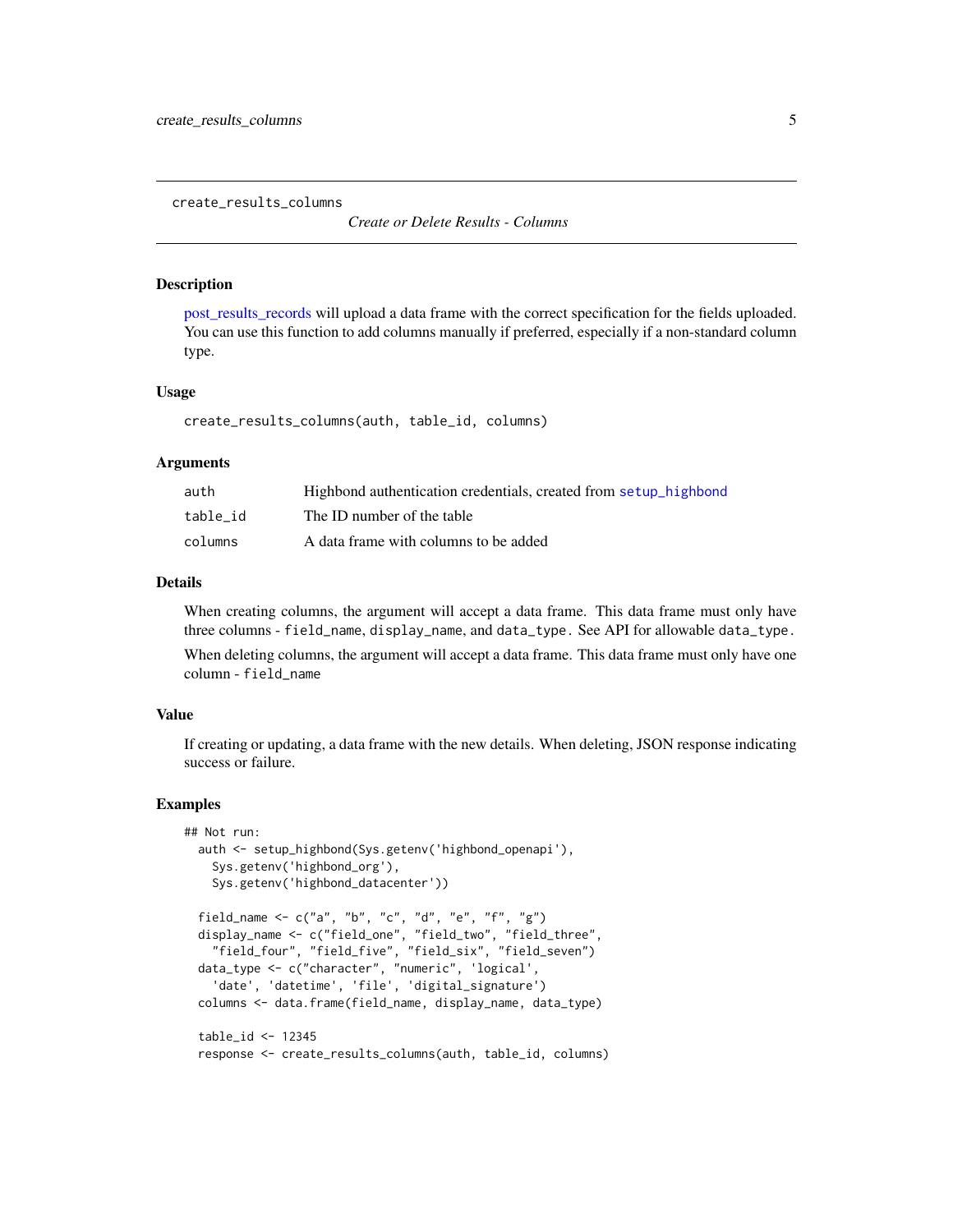create_results_columns    *Create or Delete Results - Columns*

## Description

post_results_records will upload a data frame with the correct specification for the fields uploaded. You can use this function to add columns manually if preferred, especially if a non-standard column type.

## Usage

```
create_results_columns(auth, table_id, columns)
```

## Arguments

| | |
|---|---|
| auth | Highbond authentication credentials, created from `setup_highbond` |
| table_id | The ID number of the table |
| columns | A data frame with columns to be added |

## Details

When creating columns, the argument will accept a data frame. This data frame must only have three columns - `field_name`, `display_name`, and `data_type`. See API for allowable `data_type`.

When deleting columns, the argument will accept a data frame. This data frame must only have one column - `field_name`

## Value

If creating or updating, a data frame with the new details. When deleting, JSON response indicating success or failure.

## Examples

```
## Not run:
  auth <- setup_highbond(Sys.getenv('highbond_openapi'),
    Sys.getenv('highbond_org'),
    Sys.getenv('highbond_datacenter'))

  field_name <- c("a", "b", "c", "d", "e", "f", "g")
  display_name <- c("field_one", "field_two", "field_three",
    "field_four", "field_five", "field_six", "field_seven")
  data_type <- c("character", "numeric", 'logical',
    'date', 'datetime', 'file', 'digital_signature')
  columns <- data.frame(field_name, display_name, data_type)

  table_id <- 12345
  response <- create_results_columns(auth, table_id, columns)
```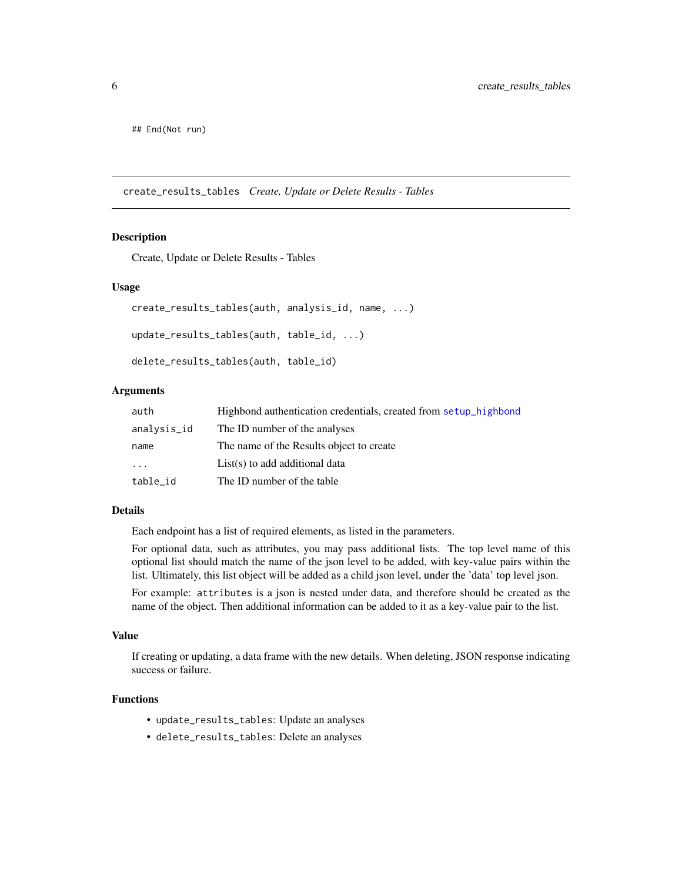```
## End(Not run)
```

---

## create_results_tables *Create, Update or Delete Results - Tables*

### Description

Create, Update or Delete Results - Tables

### Usage

```
create_results_tables(auth, analysis_id, name, ...)

update_results_tables(auth, table_id, ...)

delete_results_tables(auth, table_id)
```

### Arguments

| | |
|---|---|
| auth | Highbond authentication credentials, created from setup_highbond |
| analysis_id | The ID number of the analyses |
| name | The name of the Results object to create |
| ... | List(s) to add additional data |
| table_id | The ID number of the table |

### Details

Each endpoint has a list of required elements, as listed in the parameters.

For optional data, such as attributes, you may pass additional lists. The top level name of this optional list should match the name of the json level to be added, with key-value pairs within the list. Ultimately, this list object will be added as a child json level, under the 'data' top level json.

For example: `attributes` is a json is nested under data, and therefore should be created as the name of the object. Then additional information can be added to it as a key-value pair to the list.

### Value

If creating or updating, a data frame with the new details. When deleting, JSON response indicating success or failure.

### Functions

- `update_results_tables`: Update an analyses
- `delete_results_tables`: Delete an analyses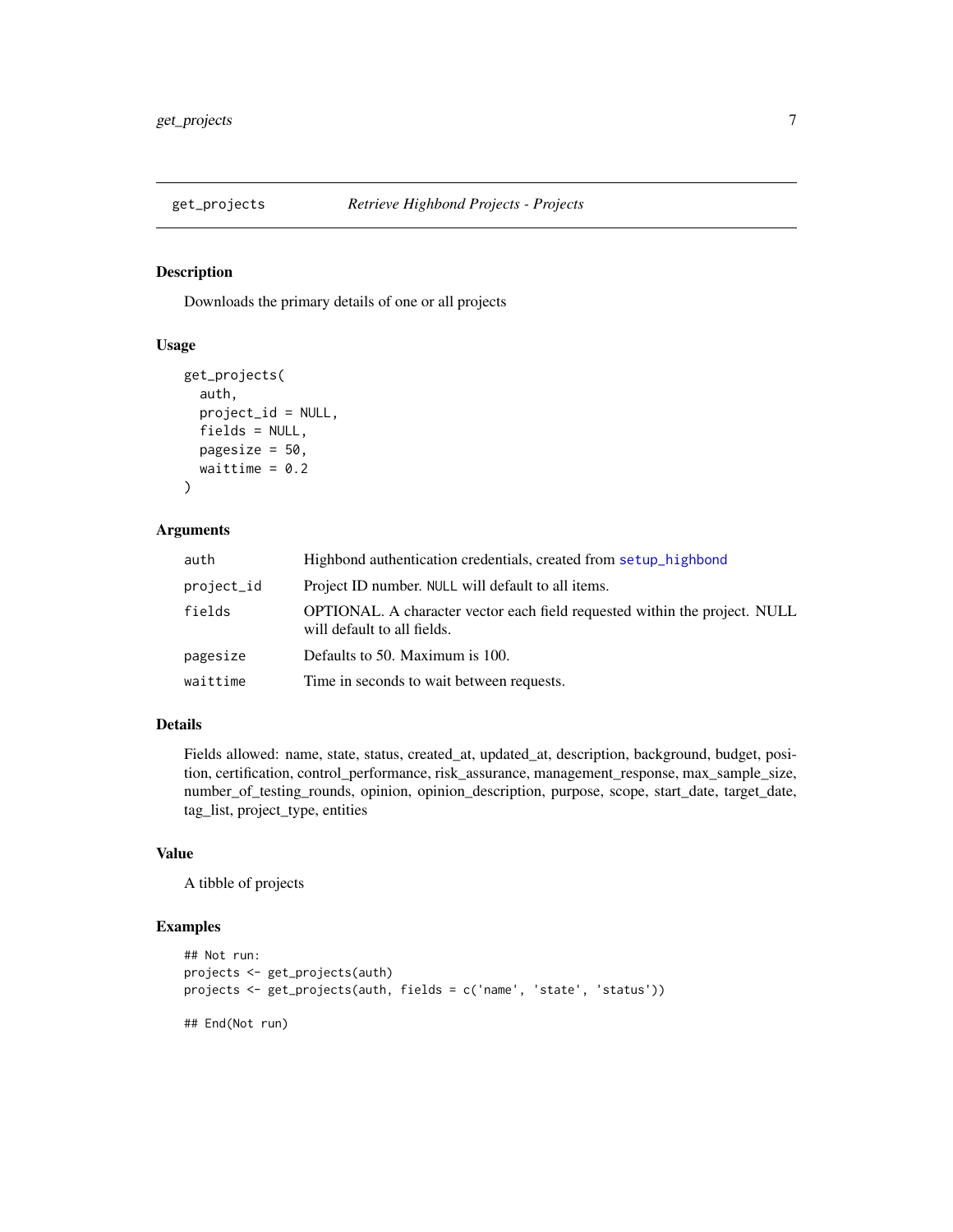## get_projects *Retrieve Highbond Projects - Projects*

### Description

Downloads the primary details of one or all projects

### Usage

```
get_projects(
  auth,
  project_id = NULL,
  fields = NULL,
  pagesize = 50,
  waittime = 0.2
)
```

### Arguments

| | |
|---|---|
| `auth` | Highbond authentication credentials, created from `setup_highbond` |
| `project_id` | Project ID number. `NULL` will default to all items. |
| `fields` | OPTIONAL. A character vector each field requested within the project. NULL will default to all fields. |
| `pagesize` | Defaults to 50. Maximum is 100. |
| `waittime` | Time in seconds to wait between requests. |

### Details

Fields allowed: name, state, status, created_at, updated_at, description, background, budget, position, certification, control_performance, risk_assurance, management_response, max_sample_size, number_of_testing_rounds, opinion, opinion_description, purpose, scope, start_date, target_date, tag_list, project_type, entities

### Value

A tibble of projects

### Examples

```
## Not run:
projects <- get_projects(auth)
projects <- get_projects(auth, fields = c('name', 'state', 'status'))

## End(Not run)
```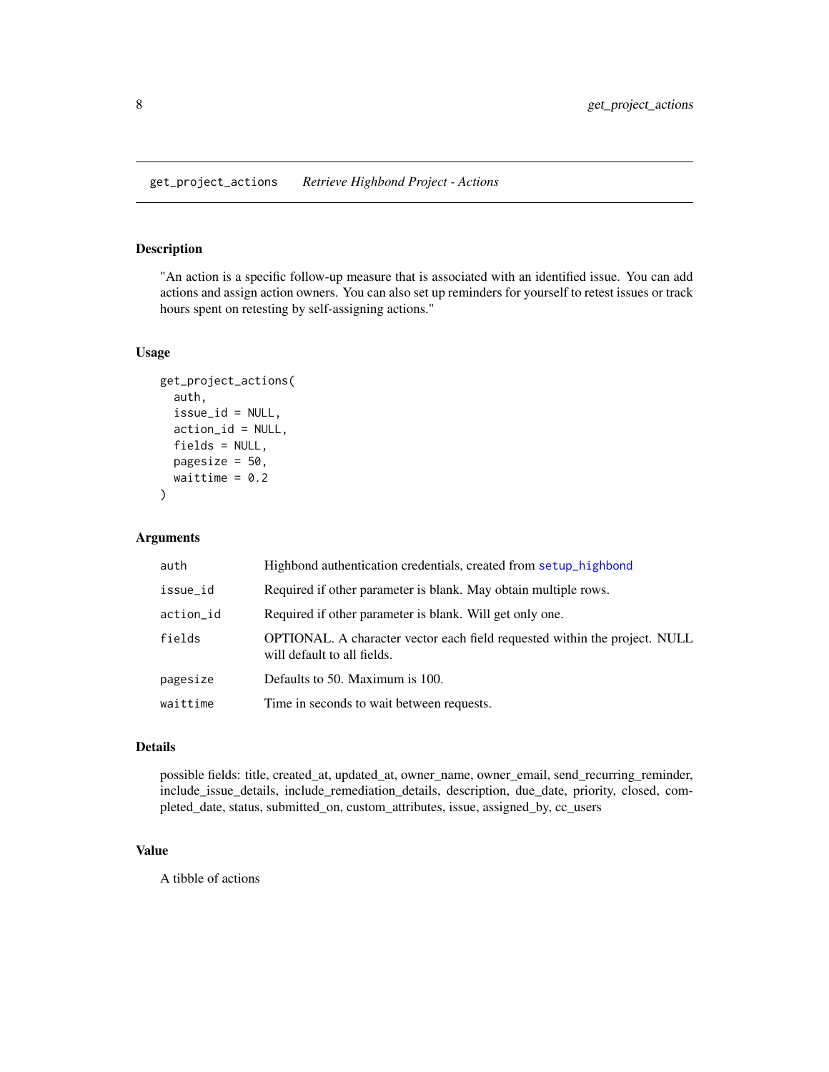## get_project_actions — *Retrieve Highbond Project - Actions*

### Description

"An action is a specific follow-up measure that is associated with an identified issue. You can add actions and assign action owners. You can also set up reminders for yourself to retest issues or track hours spent on retesting by self-assigning actions."

### Usage

```
get_project_actions(
  auth,
  issue_id = NULL,
  action_id = NULL,
  fields = NULL,
  pagesize = 50,
  waittime = 0.2
)
```

### Arguments

| | |
|---|---|
| `auth` | Highbond authentication credentials, created from `setup_highbond` |
| `issue_id` | Required if other parameter is blank. May obtain multiple rows. |
| `action_id` | Required if other parameter is blank. Will get only one. |
| `fields` | OPTIONAL. A character vector each field requested within the project. NULL will default to all fields. |
| `pagesize` | Defaults to 50. Maximum is 100. |
| `waittime` | Time in seconds to wait between requests. |

### Details

possible fields: title, created_at, updated_at, owner_name, owner_email, send_recurring_reminder, include_issue_details, include_remediation_details, description, due_date, priority, closed, completed_date, status, submitted_on, custom_attributes, issue, assigned_by, cc_users

### Value

A tibble of actions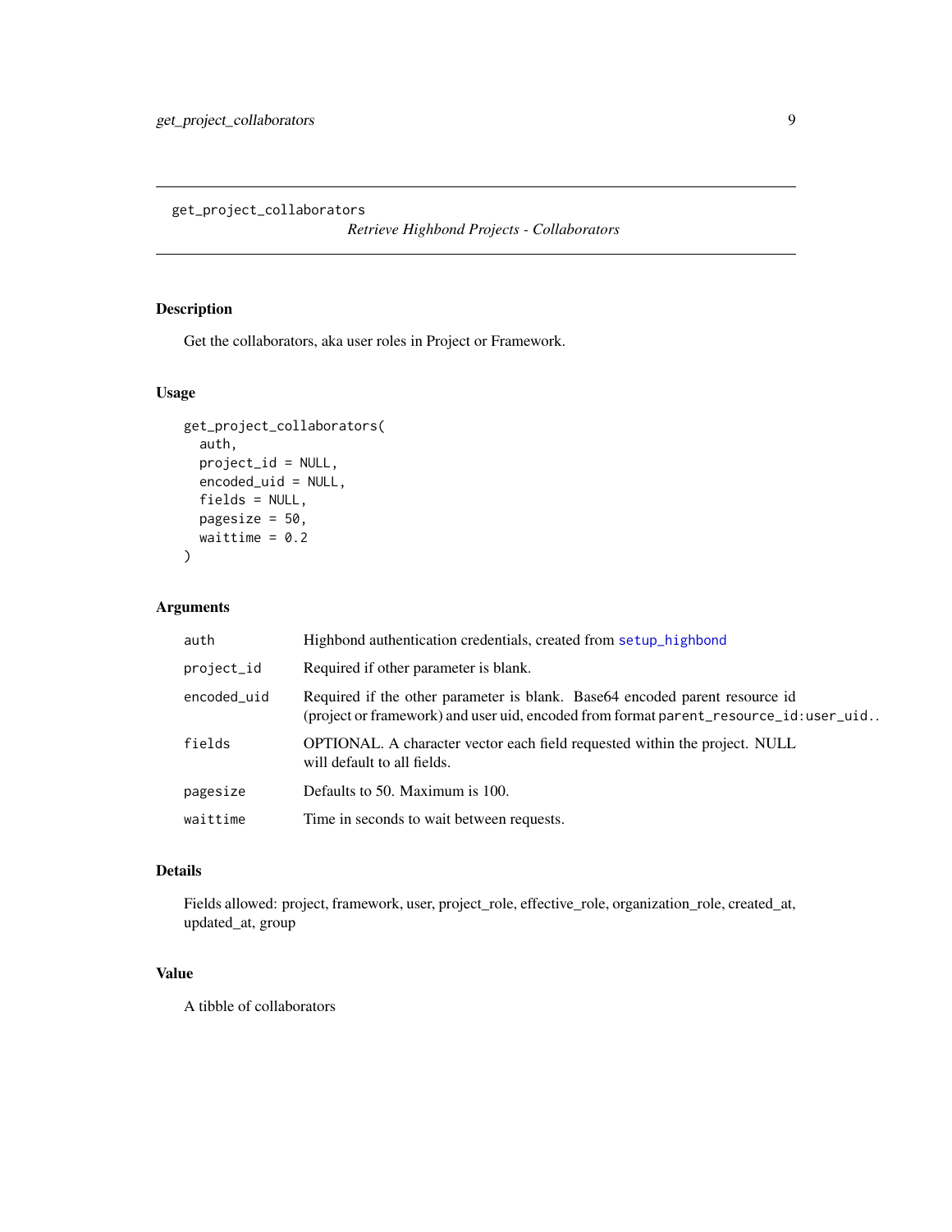## get_project_collaborators

*Retrieve Highbond Projects - Collaborators*

### Description

Get the collaborators, aka user roles in Project or Framework.

### Usage

```
get_project_collaborators(
  auth,
  project_id = NULL,
  encoded_uid = NULL,
  fields = NULL,
  pagesize = 50,
  waittime = 0.2
)
```

### Arguments

| | |
|---|---|
| `auth` | Highbond authentication credentials, created from `setup_highbond` |
| `project_id` | Required if other parameter is blank. |
| `encoded_uid` | Required if the other parameter is blank. Base64 encoded parent resource id (project or framework) and user uid, encoded from format `parent_resource_id:user_uid`.. |
| `fields` | OPTIONAL. A character vector each field requested within the project. NULL will default to all fields. |
| `pagesize` | Defaults to 50. Maximum is 100. |
| `waittime` | Time in seconds to wait between requests. |

### Details

Fields allowed: project, framework, user, project_role, effective_role, organization_role, created_at, updated_at, group

### Value

A tibble of collaborators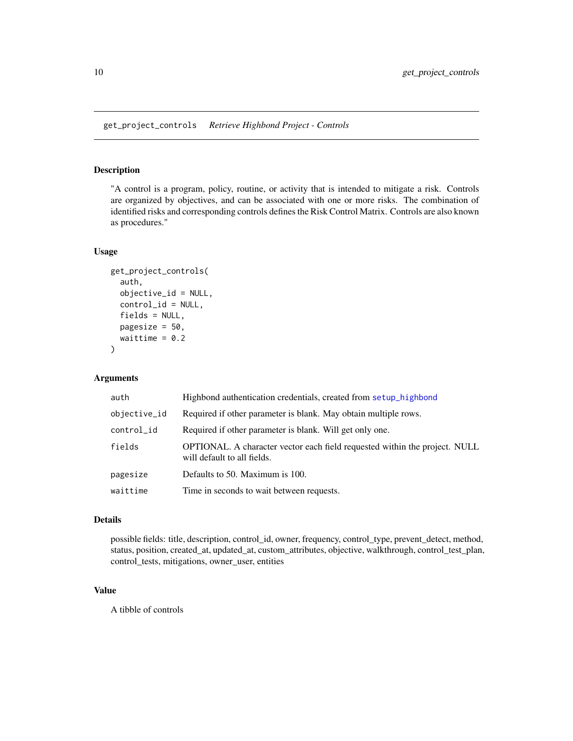## get_project_controls *Retrieve Highbond Project - Controls*

### Description

"A control is a program, policy, routine, or activity that is intended to mitigate a risk. Controls are organized by objectives, and can be associated with one or more risks. The combination of identified risks and corresponding controls defines the Risk Control Matrix. Controls are also known as procedures."

### Usage

```
get_project_controls(
  auth,
  objective_id = NULL,
  control_id = NULL,
  fields = NULL,
  pagesize = 50,
  waittime = 0.2
)
```

### Arguments

| | |
|---|---|
| `auth` | Highbond authentication credentials, created from `setup_highbond` |
| `objective_id` | Required if other parameter is blank. May obtain multiple rows. |
| `control_id` | Required if other parameter is blank. Will get only one. |
| `fields` | OPTIONAL. A character vector each field requested within the project. NULL will default to all fields. |
| `pagesize` | Defaults to 50. Maximum is 100. |
| `waittime` | Time in seconds to wait between requests. |

### Details

possible fields: title, description, control_id, owner, frequency, control_type, prevent_detect, method, status, position, created_at, updated_at, custom_attributes, objective, walkthrough, control_test_plan, control_tests, mitigations, owner_user, entities

### Value

A tibble of controls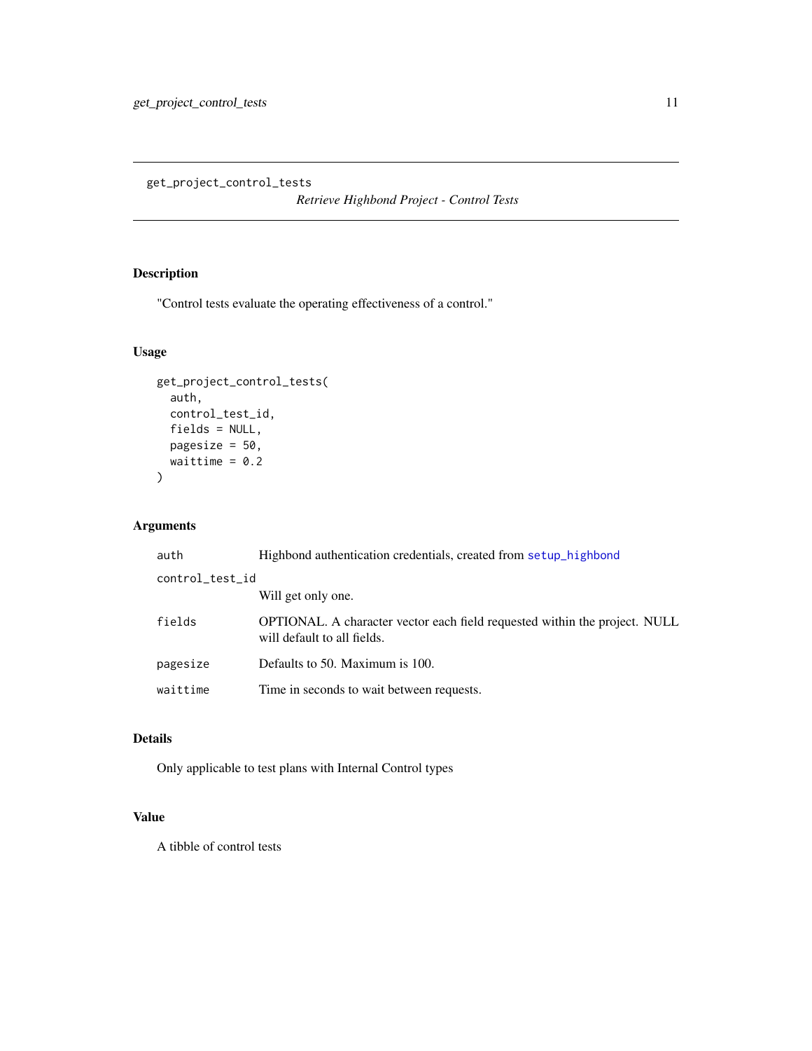## get_project_control_tests

*Retrieve Highbond Project - Control Tests*

### Description

"Control tests evaluate the operating effectiveness of a control."

### Usage

```
get_project_control_tests(
  auth,
  control_test_id,
  fields = NULL,
  pagesize = 50,
  waittime = 0.2
)
```

### Arguments

| | |
|---|---|
| `auth` | Highbond authentication credentials, created from `setup_highbond` |
| `control_test_id` | Will get only one. |
| `fields` | OPTIONAL. A character vector each field requested within the project. NULL will default to all fields. |
| `pagesize` | Defaults to 50. Maximum is 100. |
| `waittime` | Time in seconds to wait between requests. |

### Details

Only applicable to test plans with Internal Control types

### Value

A tibble of control tests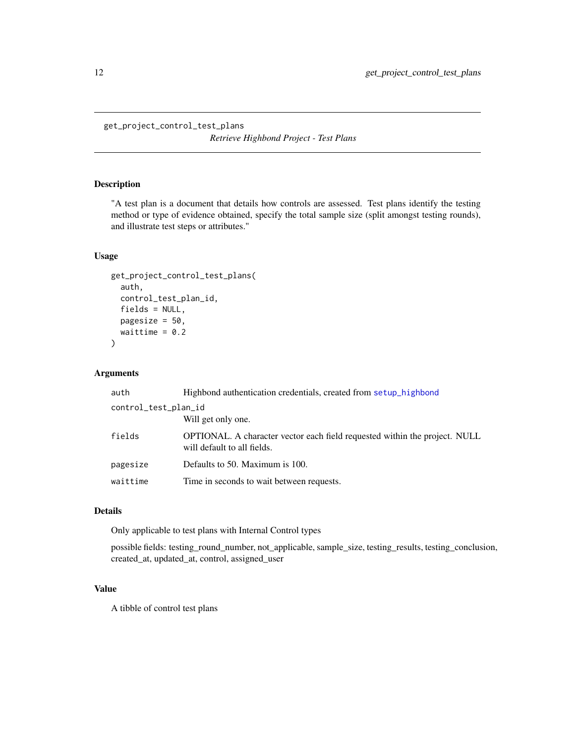# get_project_control_test_plans

*Retrieve Highbond Project - Test Plans*

## Description

"A test plan is a document that details how controls are assessed. Test plans identify the testing method or type of evidence obtained, specify the total sample size (split amongst testing rounds), and illustrate test steps or attributes."

## Usage

```
get_project_control_test_plans(
  auth,
  control_test_plan_id,
  fields = NULL,
  pagesize = 50,
  waittime = 0.2
)
```

## Arguments

| | |
|---|---|
| `auth` | Highbond authentication credentials, created from `setup_highbond` |
| `control_test_plan_id` | Will get only one. |
| `fields` | OPTIONAL. A character vector each field requested within the project. NULL will default to all fields. |
| `pagesize` | Defaults to 50. Maximum is 100. |
| `waittime` | Time in seconds to wait between requests. |

## Details

Only applicable to test plans with Internal Control types

possible fields: testing_round_number, not_applicable, sample_size, testing_results, testing_conclusion, created_at, updated_at, control, assigned_user

## Value

A tibble of control test plans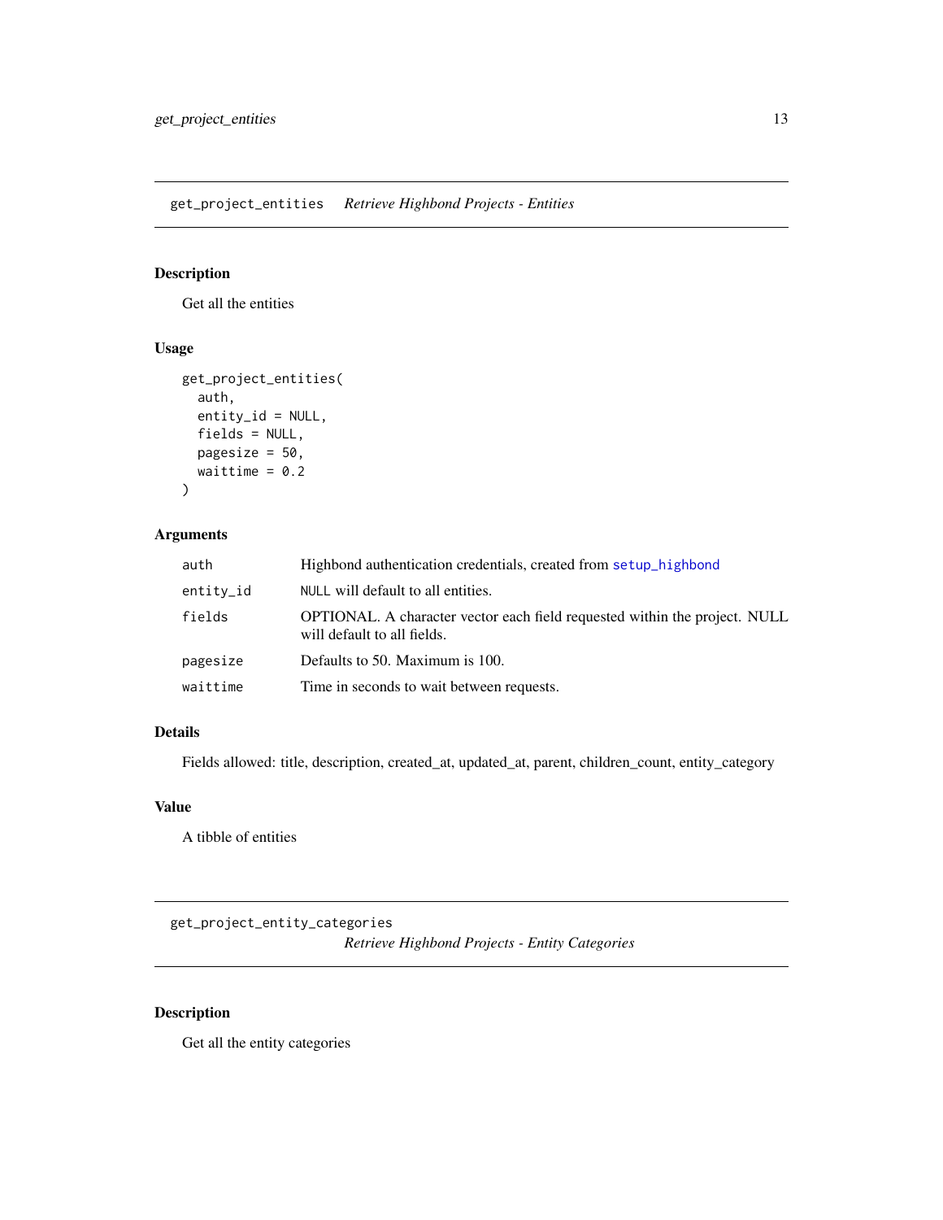## get_project_entities *Retrieve Highbond Projects - Entities*

### Description

Get all the entities

### Usage

```
get_project_entities(
  auth,
  entity_id = NULL,
  fields = NULL,
  pagesize = 50,
  waittime = 0.2
)
```

### Arguments

| | |
|---|---|
| auth | Highbond authentication credentials, created from setup_highbond |
| entity_id | NULL will default to all entities. |
| fields | OPTIONAL. A character vector each field requested within the project. NULL will default to all fields. |
| pagesize | Defaults to 50. Maximum is 100. |
| waittime | Time in seconds to wait between requests. |

### Details

Fields allowed: title, description, created_at, updated_at, parent, children_count, entity_category

### Value

A tibble of entities

## get_project_entity_categories *Retrieve Highbond Projects - Entity Categories*

### Description

Get all the entity categories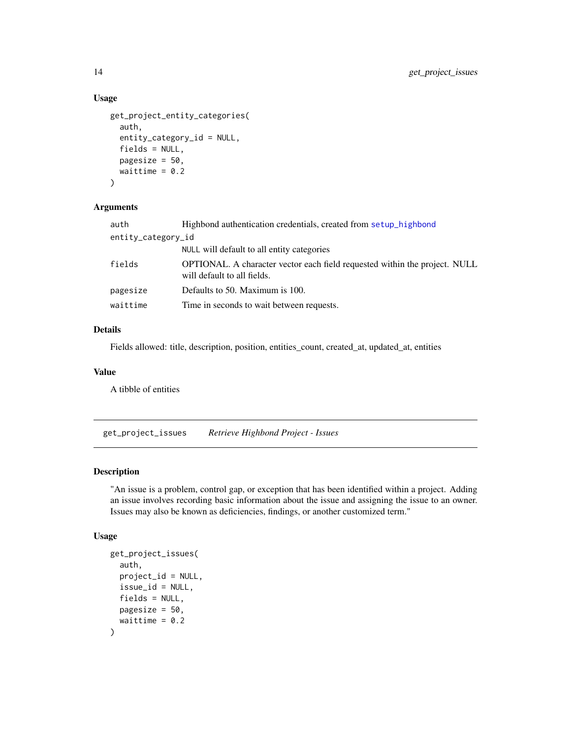### Usage

```
get_project_entity_categories(
  auth,
  entity_category_id = NULL,
  fields = NULL,
  pagesize = 50,
  waittime = 0.2
)
```

### Arguments

| | |
|---|---|
| auth | Highbond authentication credentials, created from setup_highbond |
| entity_category_id | NULL will default to all entity categories |
| fields | OPTIONAL. A character vector each field requested within the project. NULL will default to all fields. |
| pagesize | Defaults to 50. Maximum is 100. |
| waittime | Time in seconds to wait between requests. |

### Details

Fields allowed: title, description, position, entities_count, created_at, updated_at, entities

### Value

A tibble of entities

---

## get_project_issues *Retrieve Highbond Project - Issues*

### Description

"An issue is a problem, control gap, or exception that has been identified within a project. Adding an issue involves recording basic information about the issue and assigning the issue to an owner. Issues may also be known as deficiencies, findings, or another customized term."

### Usage

```
get_project_issues(
  auth,
  project_id = NULL,
  issue_id = NULL,
  fields = NULL,
  pagesize = 50,
  waittime = 0.2
)
```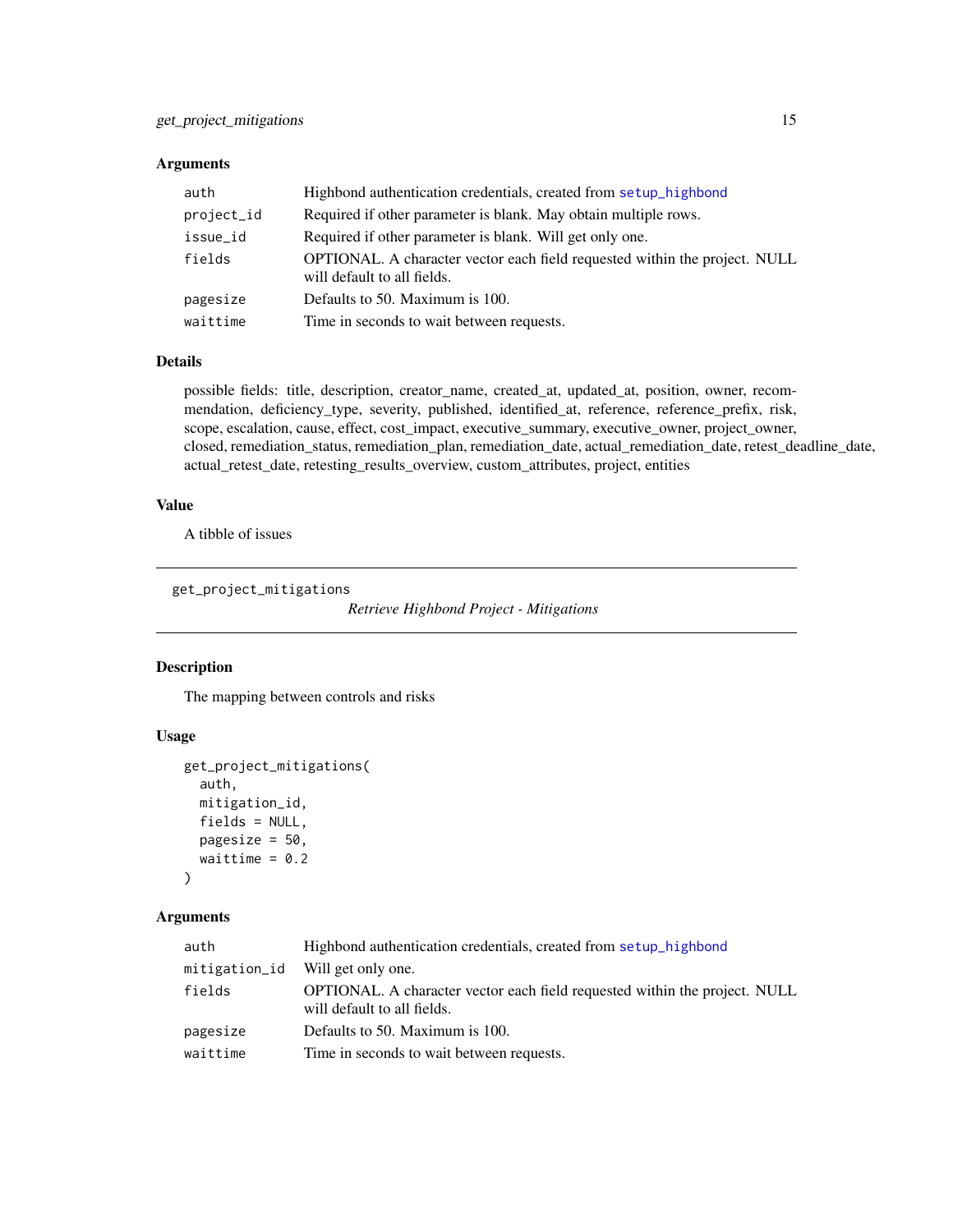## Arguments

| | |
|---|---|
| `auth` | Highbond authentication credentials, created from `setup_highbond` |
| `project_id` | Required if other parameter is blank. May obtain multiple rows. |
| `issue_id` | Required if other parameter is blank. Will get only one. |
| `fields` | OPTIONAL. A character vector each field requested within the project. NULL will default to all fields. |
| `pagesize` | Defaults to 50. Maximum is 100. |
| `waittime` | Time in seconds to wait between requests. |

## Details

possible fields: title, description, creator_name, created_at, updated_at, position, owner, recommendation, deficiency_type, severity, published, identified_at, reference, reference_prefix, risk, scope, escalation, cause, effect, cost_impact, executive_summary, executive_owner, project_owner, closed, remediation_status, remediation_plan, remediation_date, actual_remediation_date, retest_deadline_date, actual_retest_date, retesting_results_overview, custom_attributes, project, entities

## Value

A tibble of issues

---

# get_project_mitigations

*Retrieve Highbond Project - Mitigations*

## Description

The mapping between controls and risks

## Usage

```
get_project_mitigations(
  auth,
  mitigation_id,
  fields = NULL,
  pagesize = 50,
  waittime = 0.2
)
```

## Arguments

| | |
|---|---|
| `auth` | Highbond authentication credentials, created from `setup_highbond` |
| `mitigation_id` | Will get only one. |
| `fields` | OPTIONAL. A character vector each field requested within the project. NULL will default to all fields. |
| `pagesize` | Defaults to 50. Maximum is 100. |
| `waittime` | Time in seconds to wait between requests. |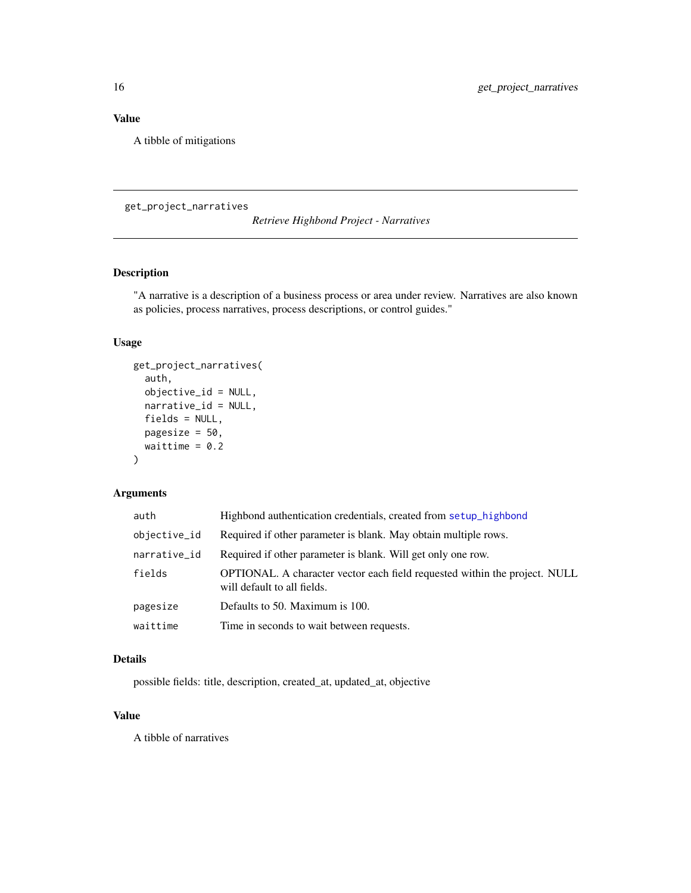## Value

A tibble of mitigations

---

`get_project_narratives` *Retrieve Highbond Project - Narratives*

---

## Description

"A narrative is a description of a business process or area under review. Narratives are also known as policies, process narratives, process descriptions, or control guides."

## Usage

```
get_project_narratives(
  auth,
  objective_id = NULL,
  narrative_id = NULL,
  fields = NULL,
  pagesize = 50,
  waittime = 0.2
)
```

## Arguments

| | |
|---|---|
| `auth` | Highbond authentication credentials, created from `setup_highbond` |
| `objective_id` | Required if other parameter is blank. May obtain multiple rows. |
| `narrative_id` | Required if other parameter is blank. Will get only one row. |
| `fields` | OPTIONAL. A character vector each field requested within the project. NULL will default to all fields. |
| `pagesize` | Defaults to 50. Maximum is 100. |
| `waittime` | Time in seconds to wait between requests. |

## Details

possible fields: title, description, created_at, updated_at, objective

## Value

A tibble of narratives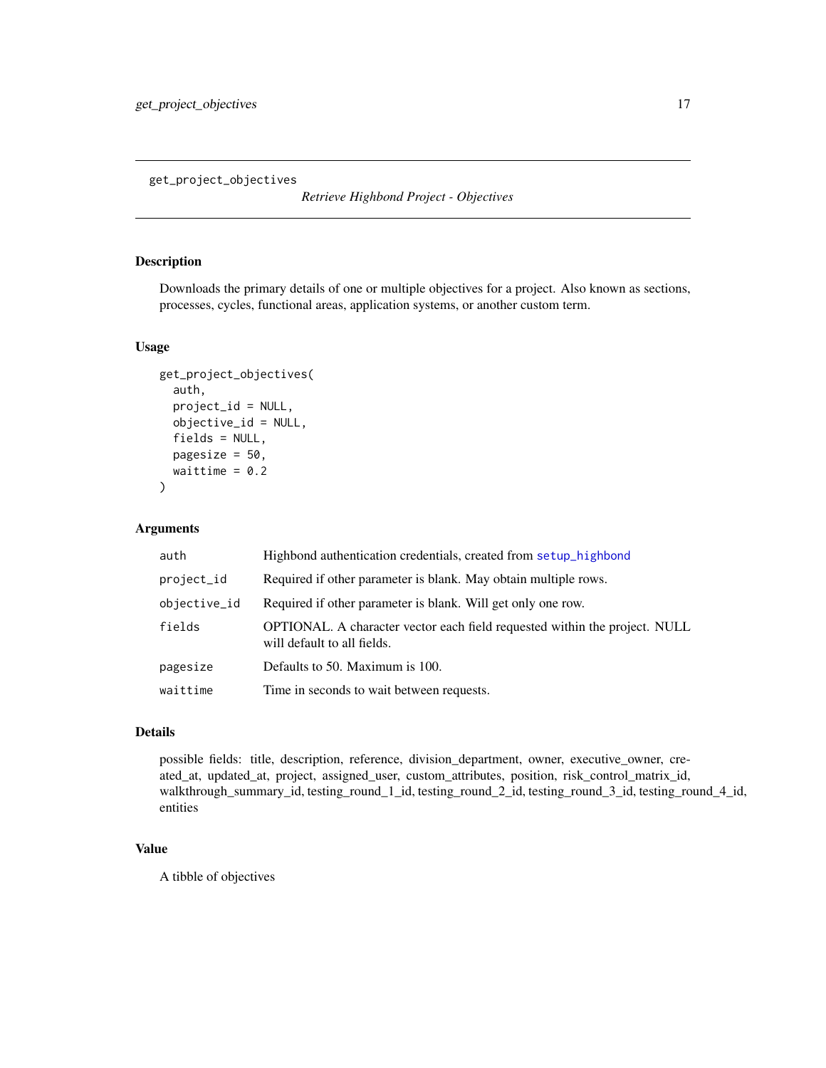## get_project_objectives

*Retrieve Highbond Project - Objectives*

### Description

Downloads the primary details of one or multiple objectives for a project. Also known as sections, processes, cycles, functional areas, application systems, or another custom term.

### Usage

```
get_project_objectives(
  auth,
  project_id = NULL,
  objective_id = NULL,
  fields = NULL,
  pagesize = 50,
  waittime = 0.2
)
```

### Arguments

| | |
|---|---|
| `auth` | Highbond authentication credentials, created from `setup_highbond` |
| `project_id` | Required if other parameter is blank. May obtain multiple rows. |
| `objective_id` | Required if other parameter is blank. Will get only one row. |
| `fields` | OPTIONAL. A character vector each field requested within the project. NULL will default to all fields. |
| `pagesize` | Defaults to 50. Maximum is 100. |
| `waittime` | Time in seconds to wait between requests. |

### Details

possible fields: title, description, reference, division_department, owner, executive_owner, created_at, updated_at, project, assigned_user, custom_attributes, position, risk_control_matrix_id, walkthrough_summary_id, testing_round_1_id, testing_round_2_id, testing_round_3_id, testing_round_4_id, entities

### Value

A tibble of objectives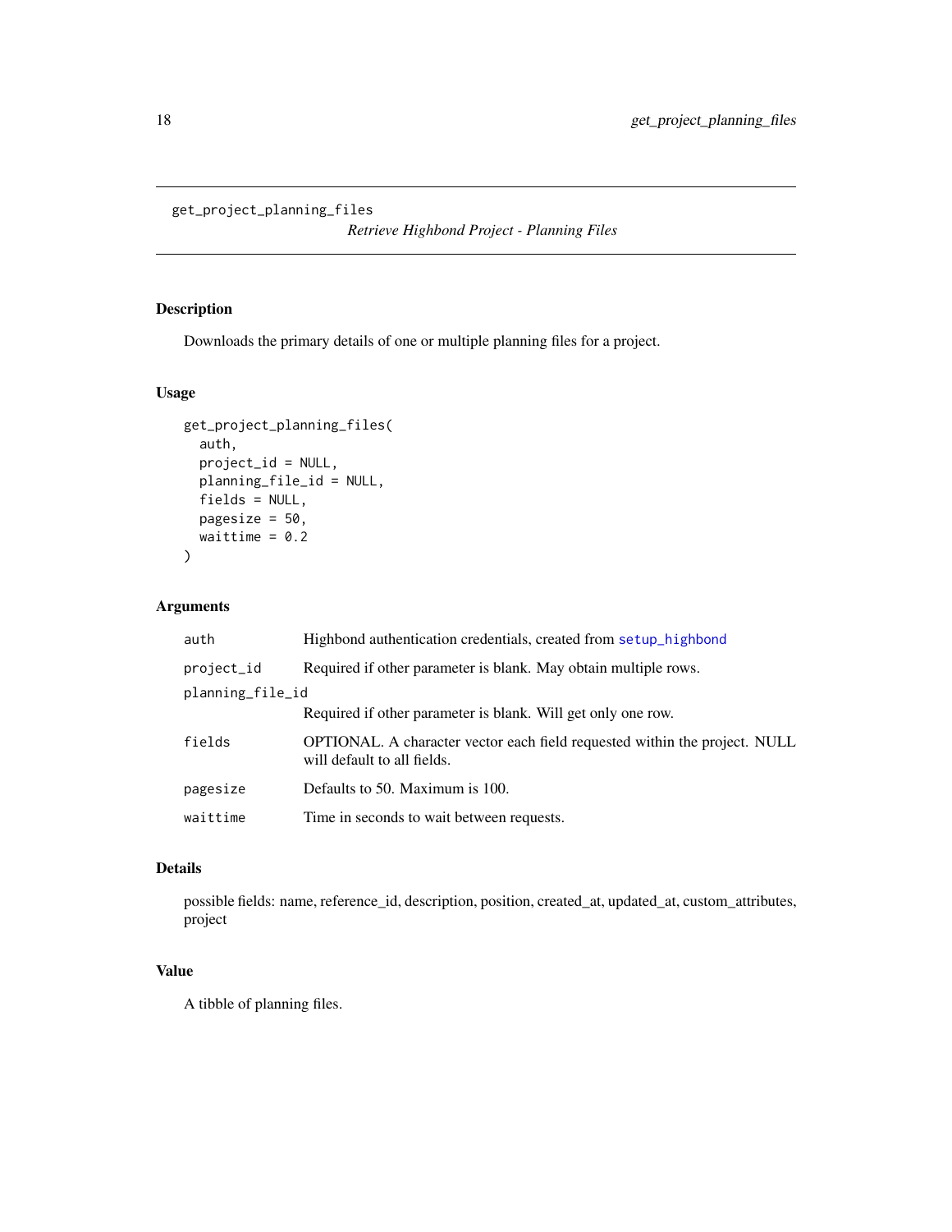get_project_planning_files

*Retrieve Highbond Project - Planning Files*

## Description

Downloads the primary details of one or multiple planning files for a project.

## Usage

```
get_project_planning_files(
  auth,
  project_id = NULL,
  planning_file_id = NULL,
  fields = NULL,
  pagesize = 50,
  waittime = 0.2
)
```

## Arguments

| Argument | Description |
| --- | --- |
| auth | Highbond authentication credentials, created from setup_highbond |
| project_id | Required if other parameter is blank. May obtain multiple rows. |
| planning_file_id | Required if other parameter is blank. Will get only one row. |
| fields | OPTIONAL. A character vector each field requested within the project. NULL will default to all fields. |
| pagesize | Defaults to 50. Maximum is 100. |
| waittime | Time in seconds to wait between requests. |

## Details

possible fields: name, reference_id, description, position, created_at, updated_at, custom_attributes, project

## Value

A tibble of planning files.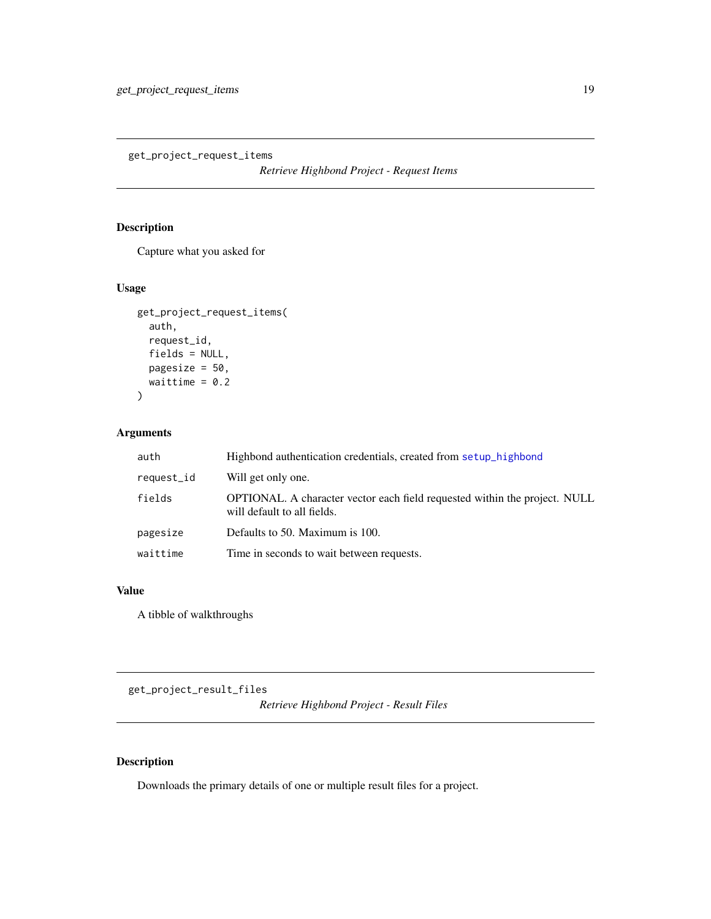## get_project_request_items

*Retrieve Highbond Project - Request Items*

### Description

Capture what you asked for

### Usage

```
get_project_request_items(
  auth,
  request_id,
  fields = NULL,
  pagesize = 50,
  waittime = 0.2
)
```

### Arguments

| | |
|---|---|
| auth | Highbond authentication credentials, created from setup_highbond |
| request_id | Will get only one. |
| fields | OPTIONAL. A character vector each field requested within the project. NULL will default to all fields. |
| pagesize | Defaults to 50. Maximum is 100. |
| waittime | Time in seconds to wait between requests. |

### Value

A tibble of walkthroughs

## get_project_result_files

*Retrieve Highbond Project - Result Files*

### Description

Downloads the primary details of one or multiple result files for a project.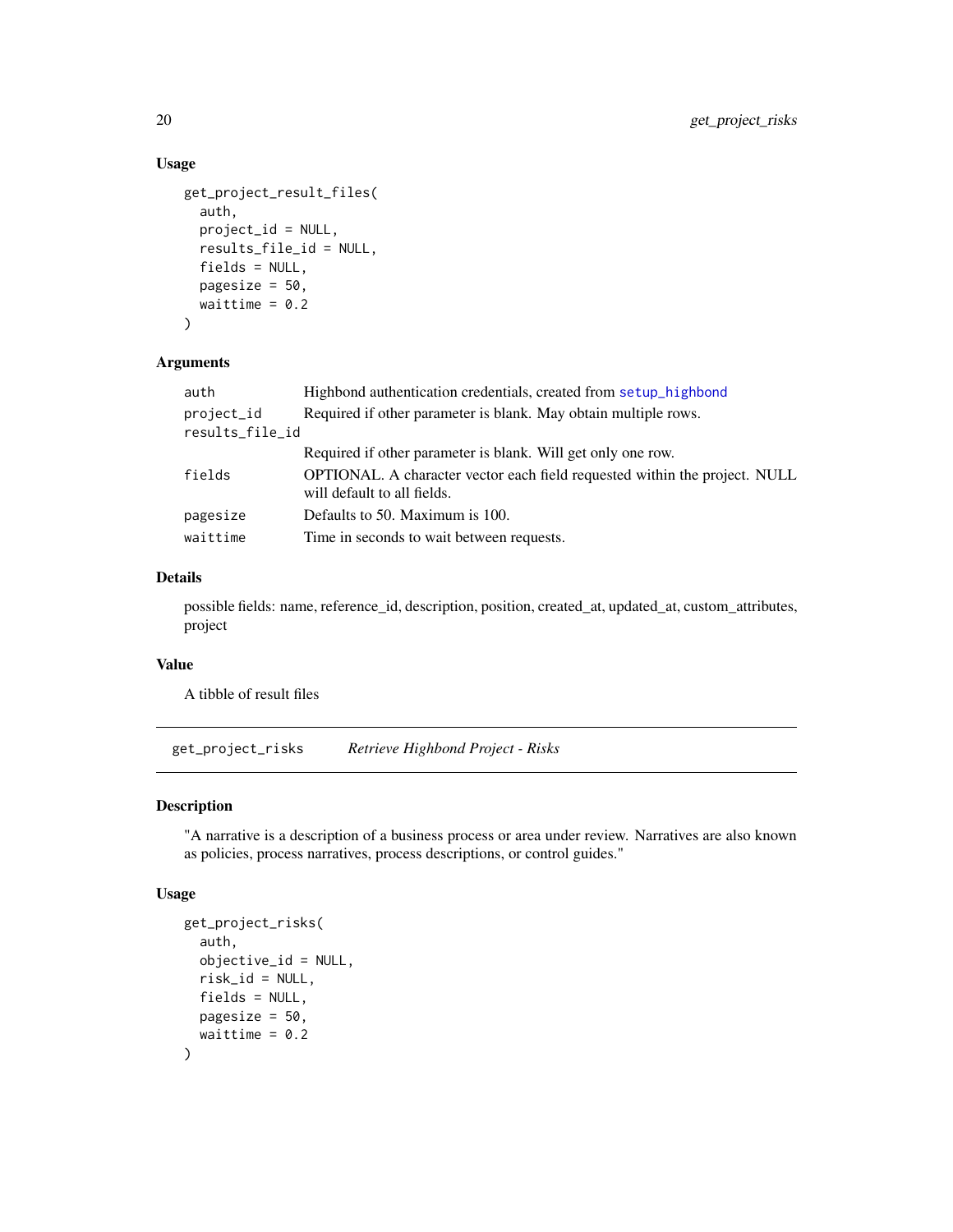### Usage

```
get_project_result_files(
  auth,
  project_id = NULL,
  results_file_id = NULL,
  fields = NULL,
  pagesize = 50,
  waittime = 0.2
)
```

### Arguments

| | |
|---|---|
| auth | Highbond authentication credentials, created from setup_highbond |
| project_id | Required if other parameter is blank. May obtain multiple rows. |
| results_file_id | Required if other parameter is blank. Will get only one row. |
| fields | OPTIONAL. A character vector each field requested within the project. NULL will default to all fields. |
| pagesize | Defaults to 50. Maximum is 100. |
| waittime | Time in seconds to wait between requests. |

### Details

possible fields: name, reference_id, description, position, created_at, updated_at, custom_attributes, project

### Value

A tibble of result files

---

## get_project_risks    *Retrieve Highbond Project - Risks*

### Description

"A narrative is a description of a business process or area under review. Narratives are also known as policies, process narratives, process descriptions, or control guides."

### Usage

```
get_project_risks(
  auth,
  objective_id = NULL,
  risk_id = NULL,
  fields = NULL,
  pagesize = 50,
  waittime = 0.2
)
```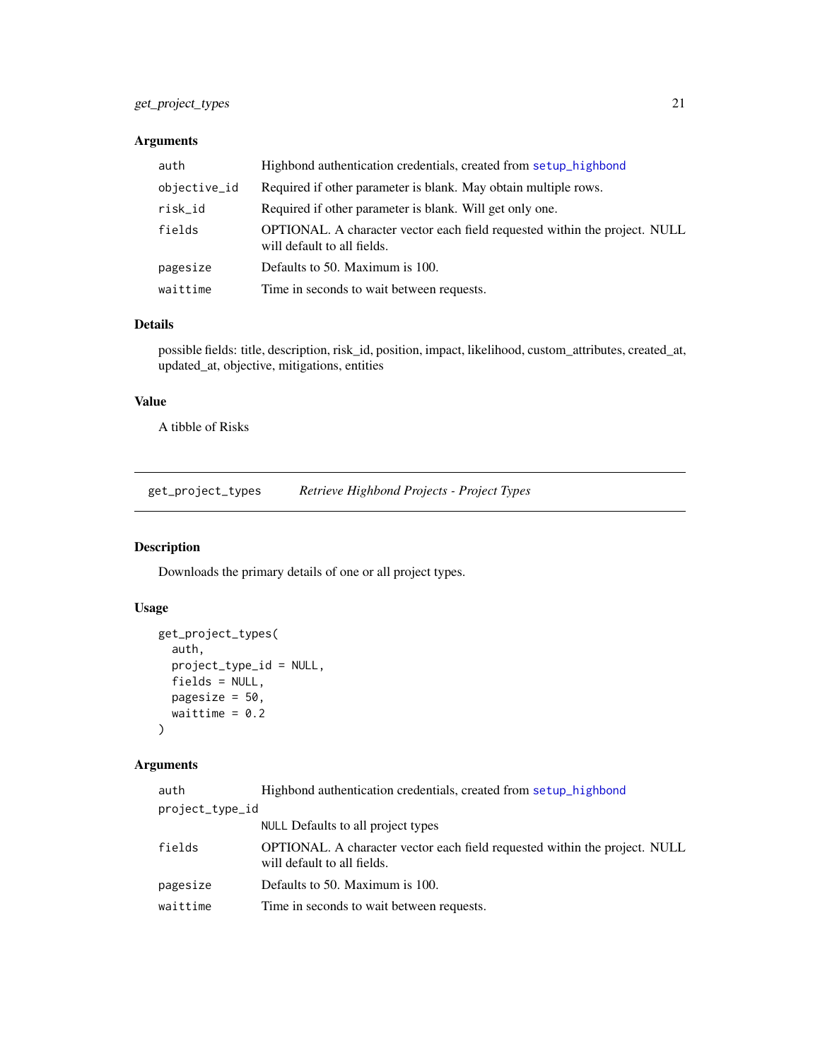### Arguments

| | |
|---|---|
| auth | Highbond authentication credentials, created from setup_highbond |
| objective_id | Required if other parameter is blank. May obtain multiple rows. |
| risk_id | Required if other parameter is blank. Will get only one. |
| fields | OPTIONAL. A character vector each field requested within the project. NULL will default to all fields. |
| pagesize | Defaults to 50. Maximum is 100. |
| waittime | Time in seconds to wait between requests. |

### Details

possible fields: title, description, risk_id, position, impact, likelihood, custom_attributes, created_at, updated_at, objective, mitigations, entities

### Value

A tibble of Risks

---

## get_project_types — *Retrieve Highbond Projects - Project Types*

### Description

Downloads the primary details of one or all project types.

### Usage

```
get_project_types(
  auth,
  project_type_id = NULL,
  fields = NULL,
  pagesize = 50,
  waittime = 0.2
)
```

### Arguments

| | |
|---|---|
| auth | Highbond authentication credentials, created from setup_highbond |
| project_type_id | NULL Defaults to all project types |
| fields | OPTIONAL. A character vector each field requested within the project. NULL will default to all fields. |
| pagesize | Defaults to 50. Maximum is 100. |
| waittime | Time in seconds to wait between requests. |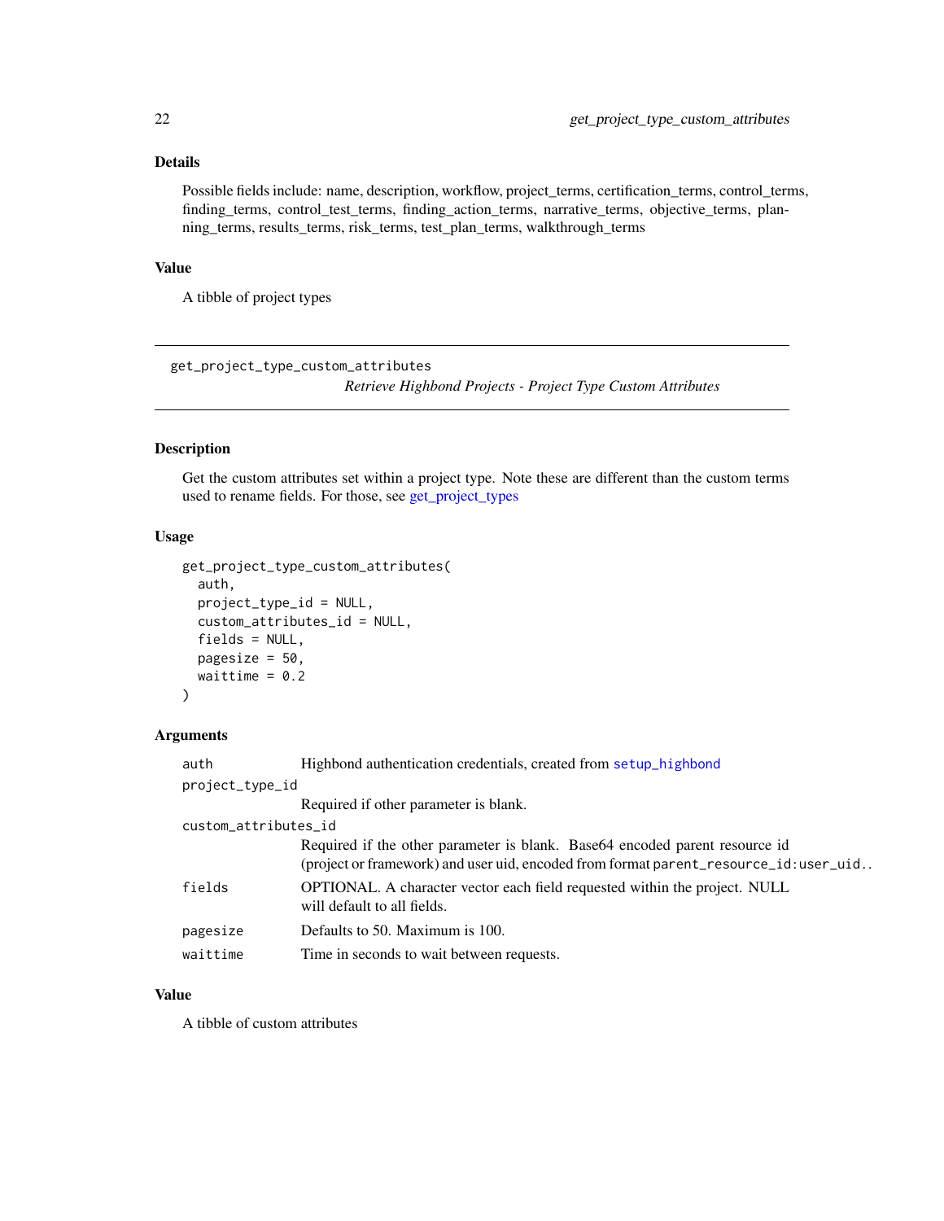## Details

Possible fields include: name, description, workflow, project_terms, certification_terms, control_terms, finding_terms, control_test_terms, finding_action_terms, narrative_terms, objective_terms, planning_terms, results_terms, risk_terms, test_plan_terms, walkthrough_terms

## Value

A tibble of project types

---

`get_project_type_custom_attributes`
*Retrieve Highbond Projects - Project Type Custom Attributes*

---

## Description

Get the custom attributes set within a project type. Note these are different than the custom terms used to rename fields. For those, see get_project_types

## Usage

```
get_project_type_custom_attributes(
  auth,
  project_type_id = NULL,
  custom_attributes_id = NULL,
  fields = NULL,
  pagesize = 50,
  waittime = 0.2
)
```

## Arguments

| | |
|---|---|
| `auth` | Highbond authentication credentials, created from `setup_highbond` |
| `project_type_id` | Required if other parameter is blank. |
| `custom_attributes_id` | Required if the other parameter is blank. Base64 encoded parent resource id (project or framework) and user uid, encoded from format `parent_resource_id:user_uid`.. |
| `fields` | OPTIONAL. A character vector each field requested within the project. NULL will default to all fields. |
| `pagesize` | Defaults to 50. Maximum is 100. |
| `waittime` | Time in seconds to wait between requests. |

## Value

A tibble of custom attributes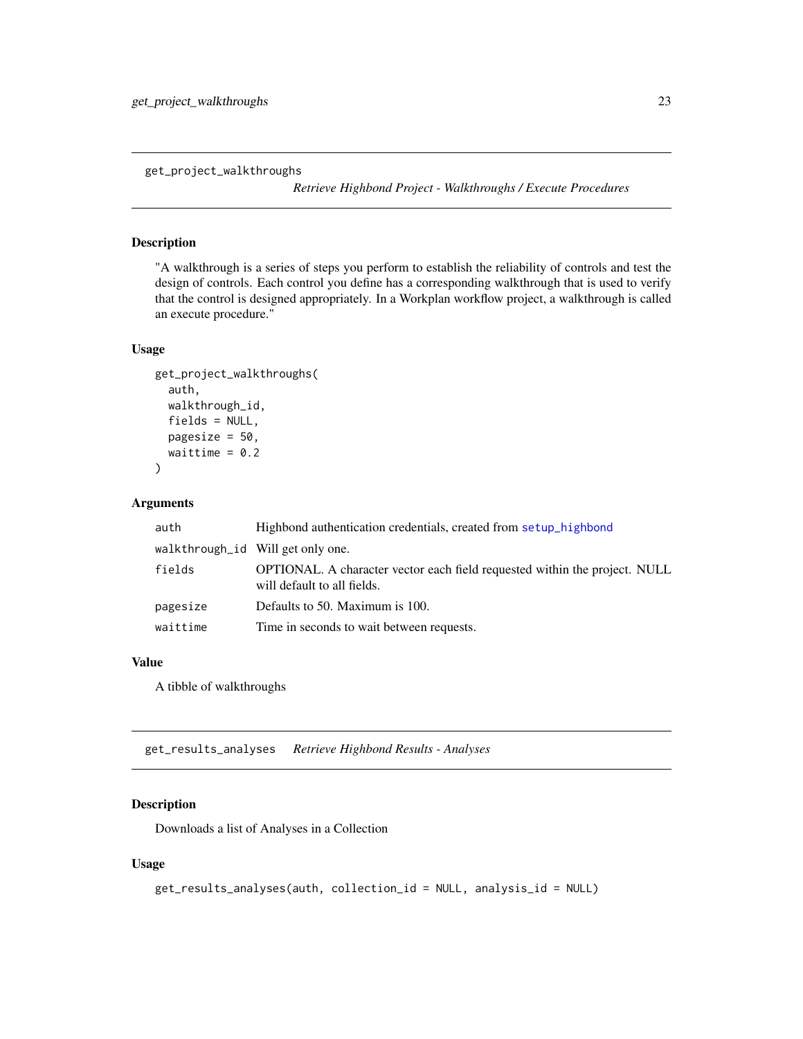## get_project_walkthroughs

*Retrieve Highbond Project - Walkthroughs / Execute Procedures*

### Description

"A walkthrough is a series of steps you perform to establish the reliability of controls and test the design of controls. Each control you define has a corresponding walkthrough that is used to verify that the control is designed appropriately. In a Workplan workflow project, a walkthrough is called an execute procedure."

### Usage

```
get_project_walkthroughs(
  auth,
  walkthrough_id,
  fields = NULL,
  pagesize = 50,
  waittime = 0.2
)
```

### Arguments

| | |
|---|---|
| auth | Highbond authentication credentials, created from setup_highbond |
| walkthrough_id | Will get only one. |
| fields | OPTIONAL. A character vector each field requested within the project. NULL will default to all fields. |
| pagesize | Defaults to 50. Maximum is 100. |
| waittime | Time in seconds to wait between requests. |

### Value

A tibble of walkthroughs

## get_results_analyses

*Retrieve Highbond Results - Analyses*

### Description

Downloads a list of Analyses in a Collection

### Usage

```
get_results_analyses(auth, collection_id = NULL, analysis_id = NULL)
```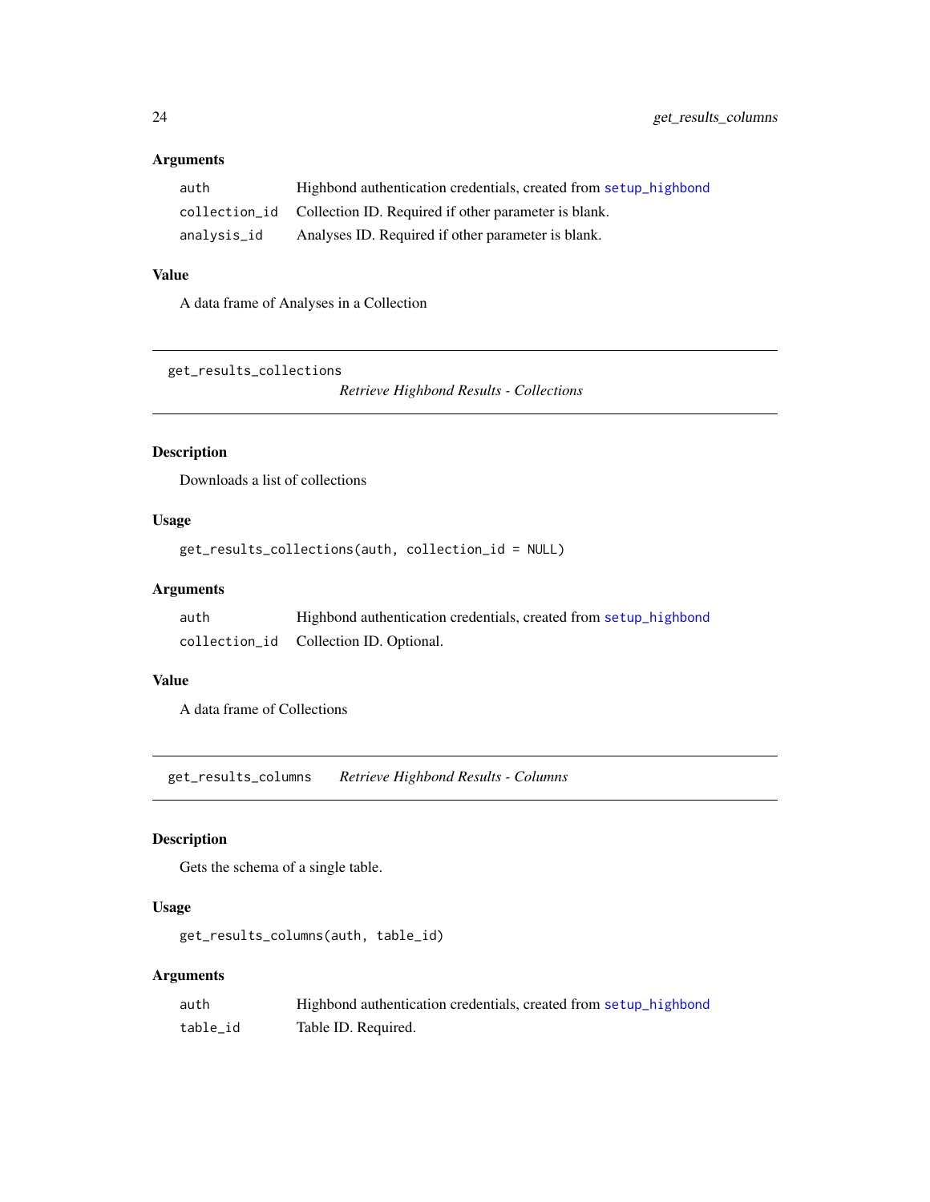### Arguments

| | |
|---|---|
| `auth` | Highbond authentication credentials, created from `setup_highbond` |
| `collection_id` | Collection ID. Required if other parameter is blank. |
| `analysis_id` | Analyses ID. Required if other parameter is blank. |

### Value

A data frame of Analyses in a Collection

---

## get_results_collections

*Retrieve Highbond Results - Collections*

---

### Description

Downloads a list of collections

### Usage

```
get_results_collections(auth, collection_id = NULL)
```

### Arguments

| | |
|---|---|
| `auth` | Highbond authentication credentials, created from `setup_highbond` |
| `collection_id` | Collection ID. Optional. |

### Value

A data frame of Collections

---

## get_results_columns

*Retrieve Highbond Results - Columns*

---

### Description

Gets the schema of a single table.

### Usage

```
get_results_columns(auth, table_id)
```

### Arguments

| | |
|---|---|
| `auth` | Highbond authentication credentials, created from `setup_highbond` |
| `table_id` | Table ID. Required. |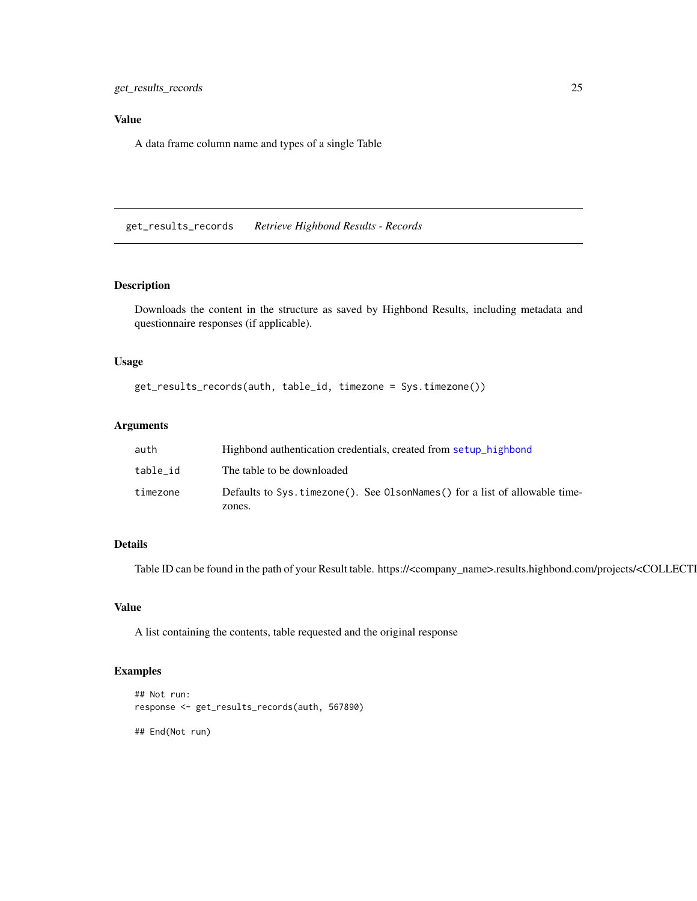## Value

A data frame column name and types of a single Table

---

# get_results_records *Retrieve Highbond Results - Records*

## Description

Downloads the content in the structure as saved by Highbond Results, including metadata and questionnaire responses (if applicable).

## Usage

```
get_results_records(auth, table_id, timezone = Sys.timezone())
```

## Arguments

| | |
|---|---|
| `auth` | Highbond authentication credentials, created from `setup_highbond` |
| `table_id` | The table to be downloaded |
| `timezone` | Defaults to `Sys.timezone()`. See `OlsonNames()` for a list of allowable timezones. |

## Details

Table ID can be found in the path of your Result table. https://<company_name>.results.highbond.com/projects/<COLLECTI

## Value

A list containing the contents, table requested and the original response

## Examples

```
## Not run:
response <- get_results_records(auth, 567890)

## End(Not run)
```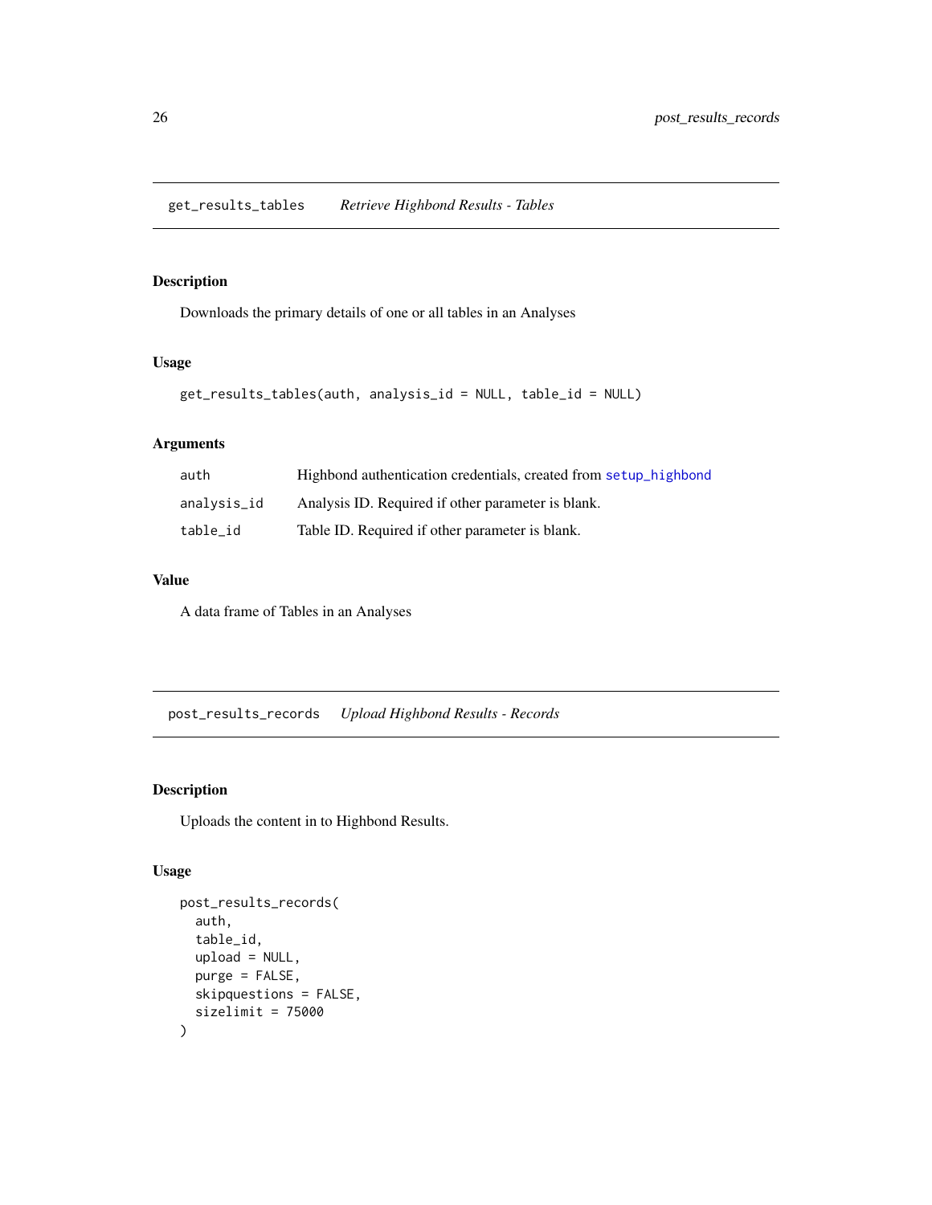## get_results_tables *Retrieve Highbond Results - Tables*

### Description

Downloads the primary details of one or all tables in an Analyses

### Usage

```
get_results_tables(auth, analysis_id = NULL, table_id = NULL)
```

### Arguments

| | |
|---|---|
| auth | Highbond authentication credentials, created from setup_highbond |
| analysis_id | Analysis ID. Required if other parameter is blank. |
| table_id | Table ID. Required if other parameter is blank. |

### Value

A data frame of Tables in an Analyses

## post_results_records *Upload Highbond Results - Records*

### Description

Uploads the content in to Highbond Results.

### Usage

```
post_results_records(
  auth,
  table_id,
  upload = NULL,
  purge = FALSE,
  skipquestions = FALSE,
  sizelimit = 75000
)
```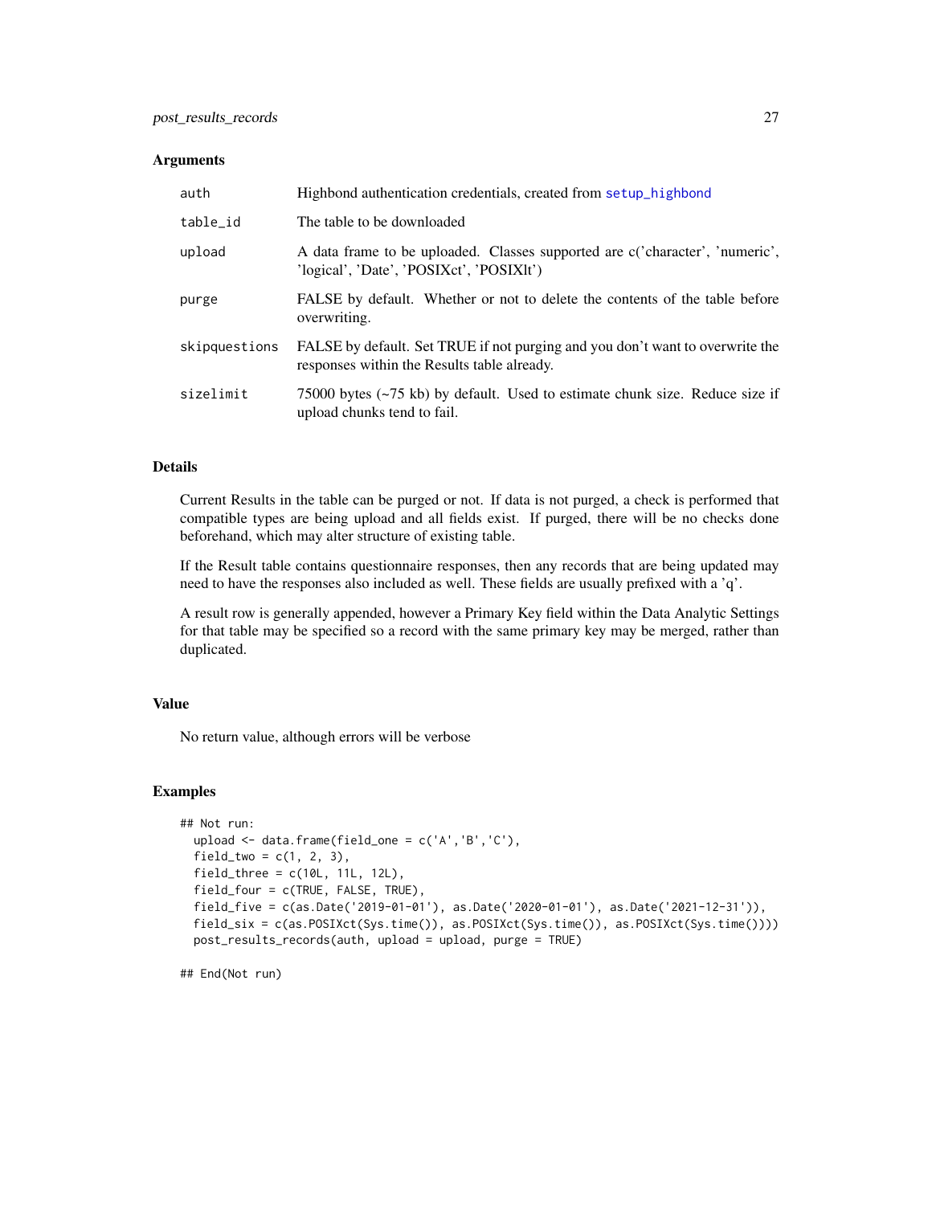### Arguments

| | |
|---|---|
| `auth` | Highbond authentication credentials, created from `setup_highbond` |
| `table_id` | The table to be downloaded |
| `upload` | A data frame to be uploaded. Classes supported are c('character', 'numeric', 'logical', 'Date', 'POSIXct', 'POSIXlt') |
| `purge` | FALSE by default. Whether or not to delete the contents of the table before overwriting. |
| `skipquestions` | FALSE by default. Set TRUE if not purging and you don't want to overwrite the responses within the Results table already. |
| `sizelimit` | 75000 bytes (~75 kb) by default. Used to estimate chunk size. Reduce size if upload chunks tend to fail. |

### Details

Current Results in the table can be purged or not. If data is not purged, a check is performed that compatible types are being upload and all fields exist. If purged, there will be no checks done beforehand, which may alter structure of existing table.

If the Result table contains questionnaire responses, then any records that are being updated may need to have the responses also included as well. These fields are usually prefixed with a 'q'.

A result row is generally appended, however a Primary Key field within the Data Analytic Settings for that table may be specified so a record with the same primary key may be merged, rather than duplicated.

### Value

No return value, although errors will be verbose

### Examples

```
## Not run:
  upload <- data.frame(field_one = c('A','B','C'),
  field_two = c(1, 2, 3),
  field_three = c(10L, 11L, 12L),
  field_four = c(TRUE, FALSE, TRUE),
  field_five = c(as.Date('2019-01-01'), as.Date('2020-01-01'), as.Date('2021-12-31')),
  field_six = c(as.POSIXct(Sys.time()), as.POSIXct(Sys.time()), as.POSIXct(Sys.time())))
  post_results_records(auth, upload = upload, purge = TRUE)

## End(Not run)
```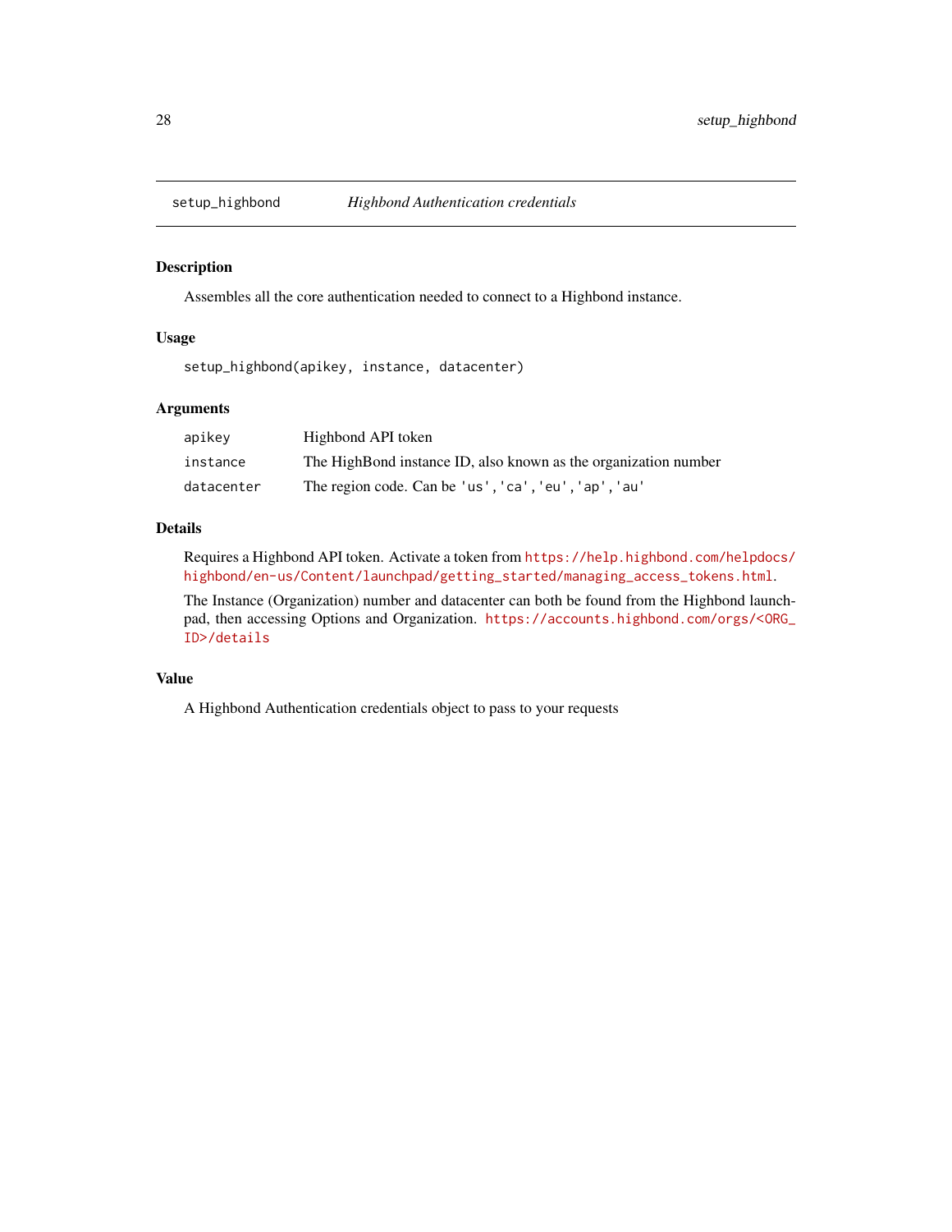## setup_highbond *Highbond Authentication credentials*

### Description

Assembles all the core authentication needed to connect to a Highbond instance.

### Usage

```
setup_highbond(apikey, instance, datacenter)
```

### Arguments

| | |
|---|---|
| `apikey` | Highbond API token |
| `instance` | The HighBond instance ID, also known as the organization number |
| `datacenter` | The region code. Can be `'us'`,`'ca'`,`'eu'`,`'ap'`,`'au'` |

### Details

Requires a Highbond API token. Activate a token from https://help.highbond.com/helpdocs/highbond/en-us/Content/launchpad/getting_started/managing_access_tokens.html.

The Instance (Organization) number and datacenter can both be found from the Highbond launchpad, then accessing Options and Organization. https://accounts.highbond.com/orgs/<ORG_ID>/details

### Value

A Highbond Authentication credentials object to pass to your requests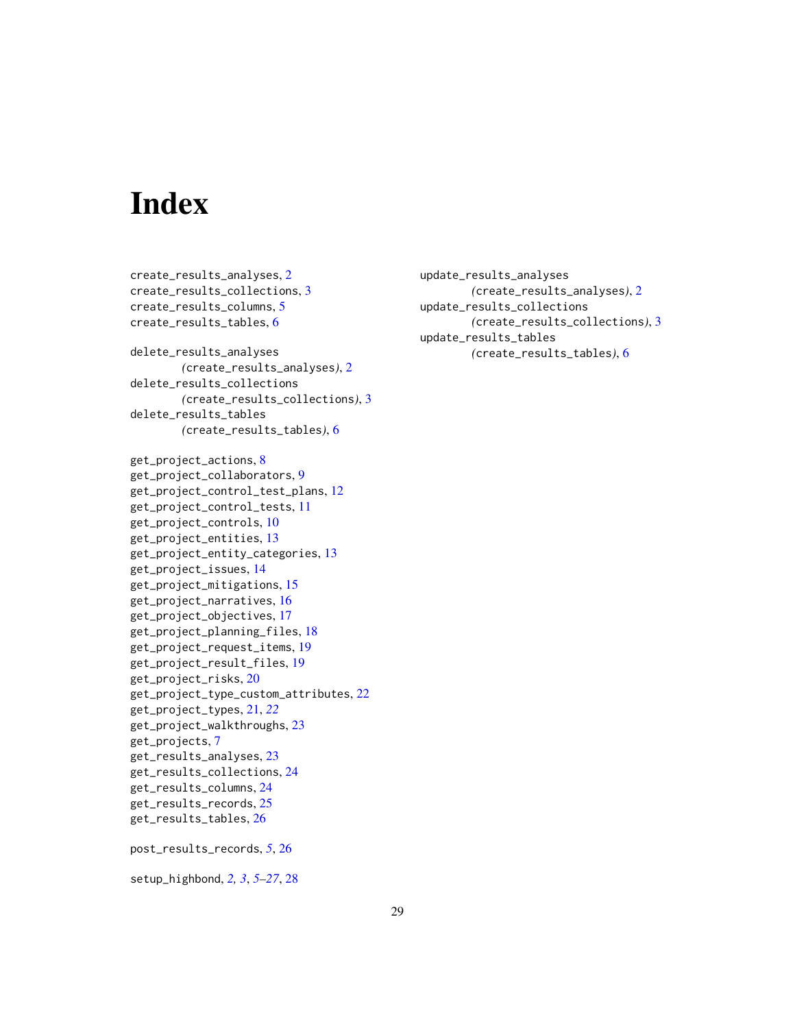# Index

create_results_analyses, 2
create_results_collections, 3
create_results_columns, 5
create_results_tables, 6

delete_results_analyses (create_results_analyses), 2
delete_results_collections (create_results_collections), 3
delete_results_tables (create_results_tables), 6

get_project_actions, 8
get_project_collaborators, 9
get_project_control_test_plans, 12
get_project_control_tests, 11
get_project_controls, 10
get_project_entities, 13
get_project_entity_categories, 13
get_project_issues, 14
get_project_mitigations, 15
get_project_narratives, 16
get_project_objectives, 17
get_project_planning_files, 18
get_project_request_items, 19
get_project_result_files, 19
get_project_risks, 20
get_project_type_custom_attributes, 22
get_project_types, 21, *22*
get_project_walkthroughs, 23
get_projects, 7
get_results_analyses, 23
get_results_collections, 24
get_results_columns, 24
get_results_records, 25
get_results_tables, 26

post_results_records, *5*, 26

setup_highbond, *2, 3*, *5–27*, 28

update_results_analyses (create_results_analyses), 2
update_results_collections (create_results_collections), 3
update_results_tables (create_results_tables), 6